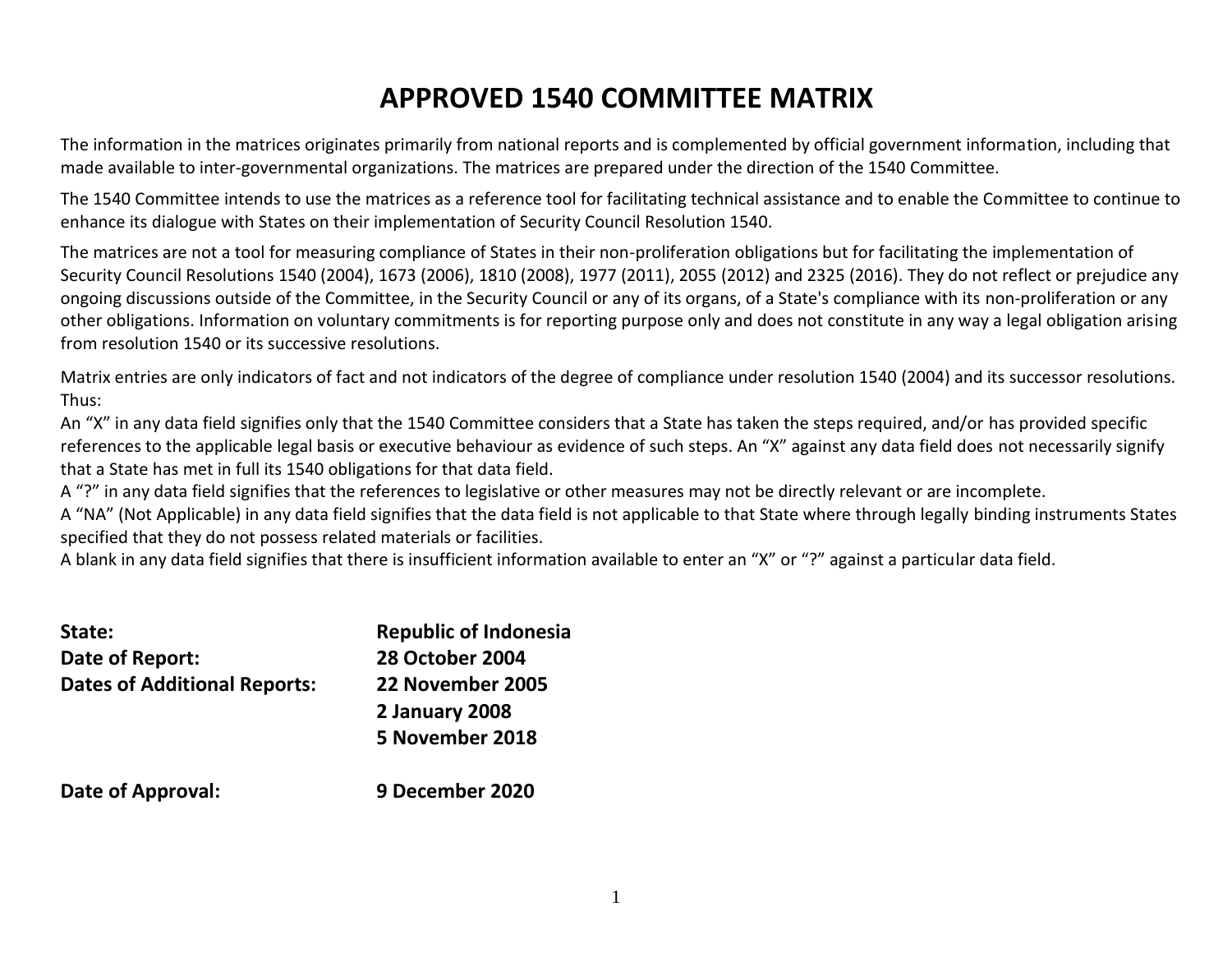# APPROVED 1540 COMMITTEE MATRIX

The information in the matrices originates primarily from national reports and is complemented by official government information, including that made available to inter-governmental organizations. The matrices are prepared under the direction of the 1540 Committee.

The 1540 Committee intends to use the matrices as a reference tool for facilitating technical assistance and to enable the Committee to continue to enhance its dialogue with States on their implementation of Security Council Resolution 1540.

The matrices are not a tool for measuring compliance of States in their non-proliferation obligations but for facilitating the implementation of Security Council Resolutions 1540 (2004), 1673 (2006), 1810 (2008), 1977 (2011), 2055 (2012) and 2325 (2016). They do not reflect or prejudice any ongoing discussions outside of the Committee, in the Security Council or any of its organs, of a State's compliance with its non-proliferation or any other obligations. Information on voluntary commitments is for reporting purpose only and does not constitute in any way a legal obligation arising from resolution 1540 or its successive resolutions.

Matrix entries are only indicators of fact and not indicators of the degree of compliance under resolution 1540 (2004) and its successor resolutions. Thus:

An "X" in any data field signifies only that the 1540 Committee considers that a State has taken the steps required, and/or has provided specific references to the applicable legal basis or executive behaviour as evidence of such steps. An "X" against any data field does not necessarily signify that a State has met in full its 1540 obligations for that data field.

A "?" in any data field signifies that the references to legislative or other measures may not be directly relevant or are incomplete.

A "NA" (Not Applicable) in any data field signifies that the data field is not applicable to that State where through legally binding instruments States specified that they do not possess related materials or facilities.

A blank in any data field signifies that there is insufficient information available to enter an "X" or "?" against a particular data field.

**State:** **Republic of Indonesia**

**Date of Report:** **28 October 2004**

**Dates of Additional Reports:** **22 November 2005**
**2 January 2008**
**5 November 2018**

**Date of Approval:** **9 December 2020**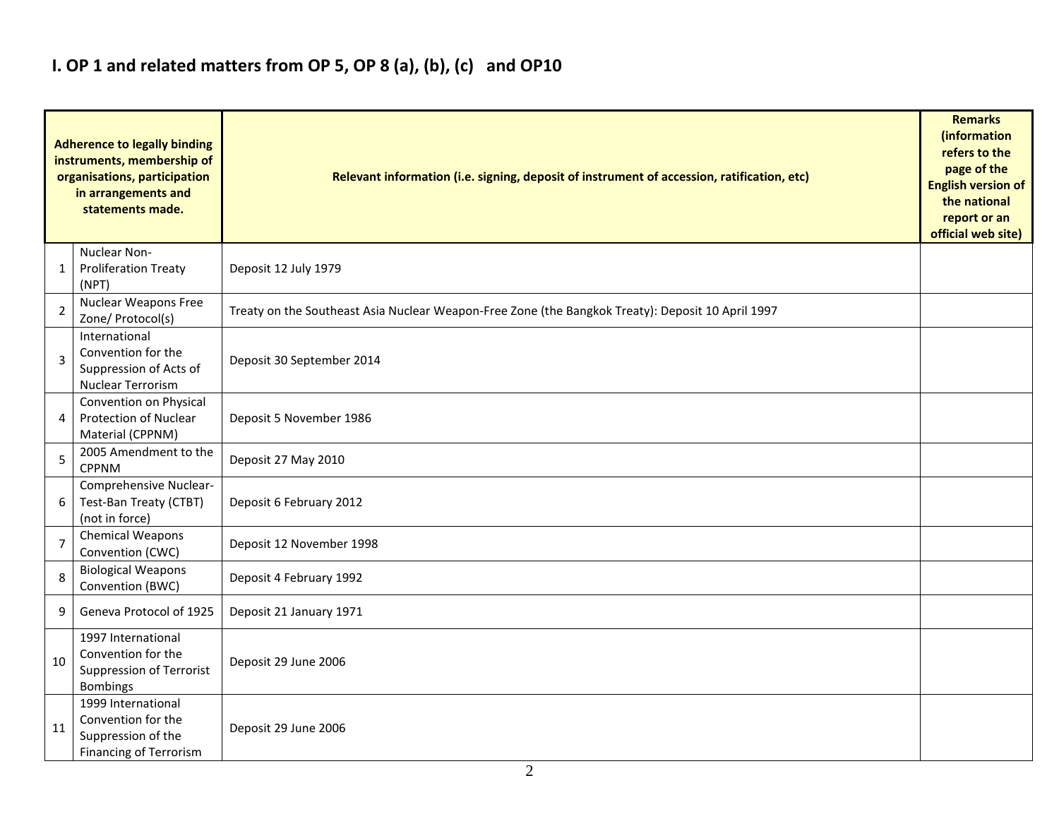## I. OP 1 and related matters from OP 5, OP 8 (a), (b), (c) and OP10

| | Adherence to legally binding instruments, membership of organisations, participation in arrangements and statements made. | Relevant information (i.e. signing, deposit of instrument of accession, ratification, etc) | Remarks (information refers to the page of the English version of the national report or an official web site) |
|---|---|---|---|
| 1 | Nuclear Non-Proliferation Treaty (NPT) | Deposit 12 July 1979 | |
| 2 | Nuclear Weapons Free Zone/ Protocol(s) | Treaty on the Southeast Asia Nuclear Weapon-Free Zone (the Bangkok Treaty): Deposit 10 April 1997 | |
| 3 | International Convention for the Suppression of Acts of Nuclear Terrorism | Deposit 30 September 2014 | |
| 4 | Convention on Physical Protection of Nuclear Material (CPPNM) | Deposit 5 November 1986 | |
| 5 | 2005 Amendment to the CPPNM | Deposit 27 May 2010 | |
| 6 | Comprehensive Nuclear-Test-Ban Treaty (CTBT) (not in force) | Deposit 6 February 2012 | |
| 7 | Chemical Weapons Convention (CWC) | Deposit 12 November 1998 | |
| 8 | Biological Weapons Convention (BWC) | Deposit 4 February 1992 | |
| 9 | Geneva Protocol of 1925 | Deposit 21 January 1971 | |
| 10 | 1997 International Convention for the Suppression of Terrorist Bombings | Deposit 29 June 2006 | |
| 11 | 1999 International Convention for the Suppression of the Financing of Terrorism | Deposit 29 June 2006 | |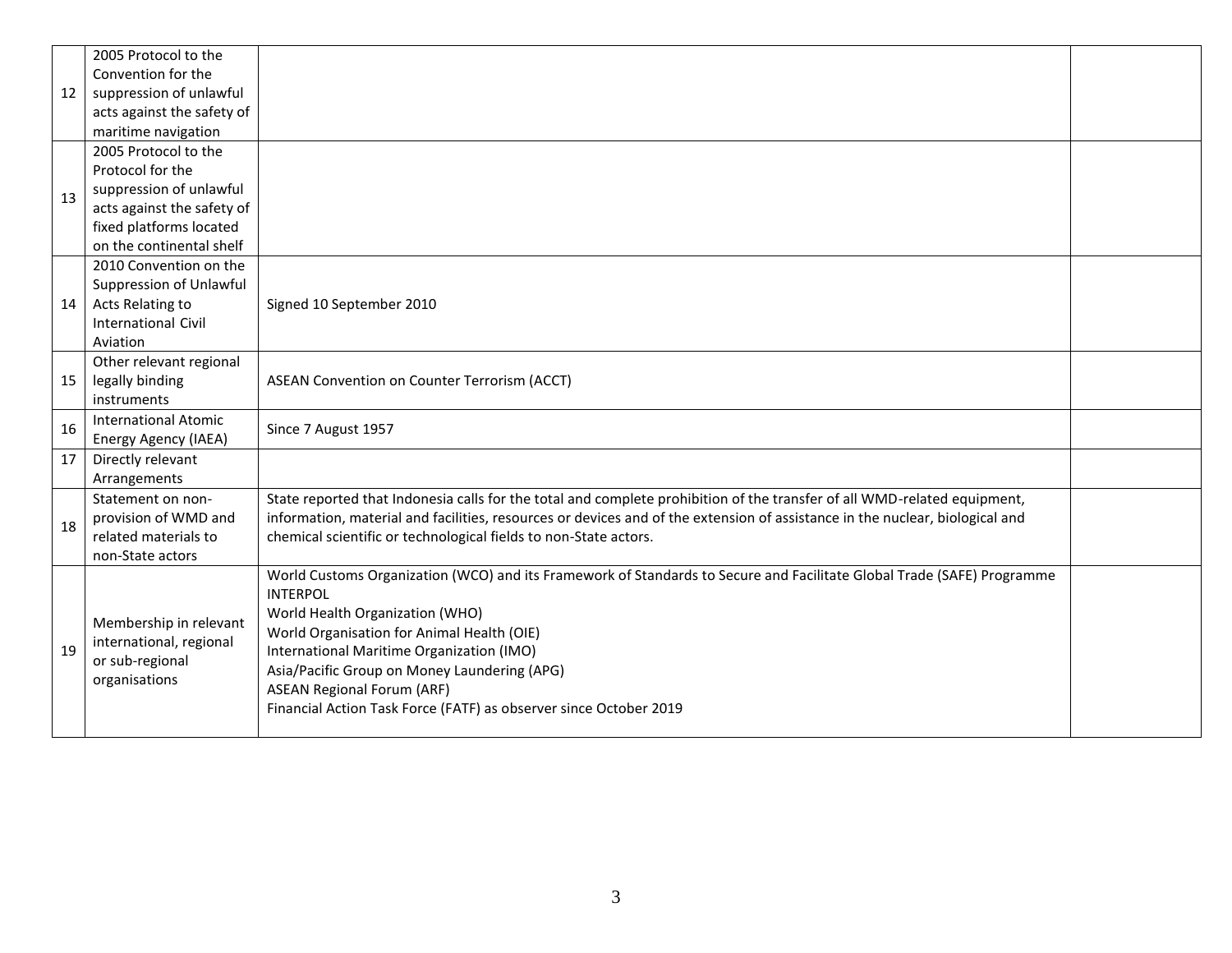| | | | |
|---|---|---|---|
| 12 | 2005 Protocol to the Convention for the suppression of unlawful acts against the safety of maritime navigation | | |
| 13 | 2005 Protocol to the Protocol for the suppression of unlawful acts against the safety of fixed platforms located on the continental shelf | | |
| 14 | 2010 Convention on the Suppression of Unlawful Acts Relating to International Civil Aviation | Signed 10 September 2010 | |
| 15 | Other relevant regional legally binding instruments | ASEAN Convention on Counter Terrorism (ACCT) | |
| 16 | International Atomic Energy Agency (IAEA) | Since 7 August 1957 | |
| 17 | Directly relevant Arrangements | | |
| 18 | Statement on non-provision of WMD and related materials to non-State actors | State reported that Indonesia calls for the total and complete prohibition of the transfer of all WMD-related equipment, information, material and facilities, resources or devices and of the extension of assistance in the nuclear, biological and chemical scientific or technological fields to non-State actors. | |
| 19 | Membership in relevant international, regional or sub-regional organisations | World Customs Organization (WCO) and its Framework of Standards to Secure and Facilitate Global Trade (SAFE) Programme<br>INTERPOL<br>World Health Organization (WHO)<br>World Organisation for Animal Health (OIE)<br>International Maritime Organization (IMO)<br>Asia/Pacific Group on Money Laundering (APG)<br>ASEAN Regional Forum (ARF)<br>Financial Action Task Force (FATF) as observer since October 2019 | |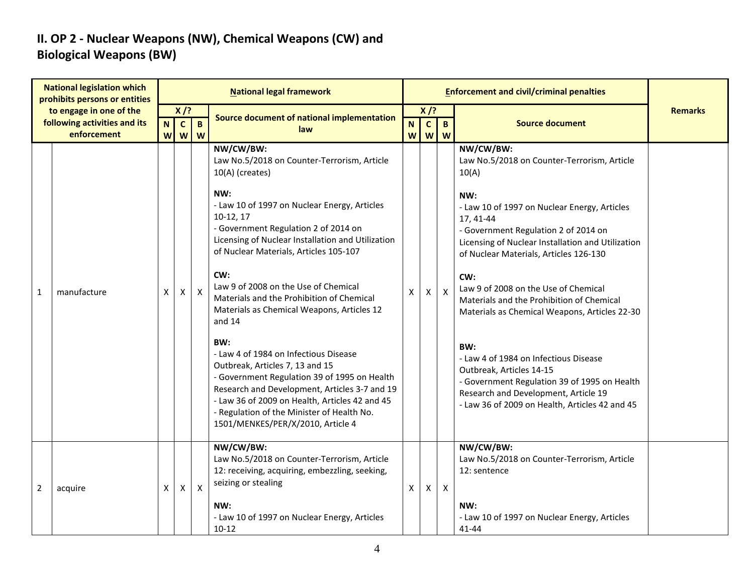## II. OP 2 - Nuclear Weapons (NW), Chemical Weapons (CW) and Biological Weapons (BW)

| National legislation which prohibits persons or entities to engage in one of the following activities and its enforcement | | National legal framework | | | | Enforcement and civil/criminal penalties | | | | Remarks |
|---|---|---|---|---|---|---|---|---|---|---|
| | | X /? | | | Source document of national implementation law | X /? | | | Source document | |
| | | NW | CW | BW | | NW | CW | BW | | |
| 1 | manufacture | X | X | X | **NW/CW/BW:**<br>Law No.5/2018 on Counter-Terrorism, Article 10(A) (creates)<br><br>**NW:**<br>- Law 10 of 1997 on Nuclear Energy, Articles 10-12, 17<br>- Government Regulation 2 of 2014 on Licensing of Nuclear Installation and Utilization of Nuclear Materials, Articles 105-107<br><br>**CW:**<br>Law 9 of 2008 on the Use of Chemical Materials and the Prohibition of Chemical Materials as Chemical Weapons, Articles 12 and 14<br><br>**BW:**<br>- Law 4 of 1984 on Infectious Disease Outbreak, Articles 7, 13 and 15<br>- Government Regulation 39 of 1995 on Health Research and Development, Articles 3-7 and 19<br>- Law 36 of 2009 on Health, Articles 42 and 45<br>- Regulation of the Minister of Health No. 1501/MENKES/PER/X/2010, Article 4 | X | X | X | **NW/CW/BW:**<br>Law No.5/2018 on Counter-Terrorism, Article 10(A)<br><br>**NW:**<br>- Law 10 of 1997 on Nuclear Energy, Articles 17, 41-44<br>- Government Regulation 2 of 2014 on Licensing of Nuclear Installation and Utilization of Nuclear Materials, Articles 126-130<br><br>**CW:**<br>Law 9 of 2008 on the Use of Chemical Materials and the Prohibition of Chemical Materials as Chemical Weapons, Articles 22-30<br><br>**BW:**<br>- Law 4 of 1984 on Infectious Disease Outbreak, Articles 14-15<br>- Government Regulation 39 of 1995 on Health Research and Development, Article 19<br>- Law 36 of 2009 on Health, Articles 42 and 45 | |
| 2 | acquire | X | X | X | **NW/CW/BW:**<br>Law No.5/2018 on Counter-Terrorism, Article 12: receiving, acquiring, embezzling, seeking, seizing or stealing<br><br>**NW:**<br>- Law 10 of 1997 on Nuclear Energy, Articles 10-12 | X | X | X | **NW/CW/BW:**<br>Law No.5/2018 on Counter-Terrorism, Article 12: sentence<br><br>**NW:**<br>- Law 10 of 1997 on Nuclear Energy, Articles 41-44 | |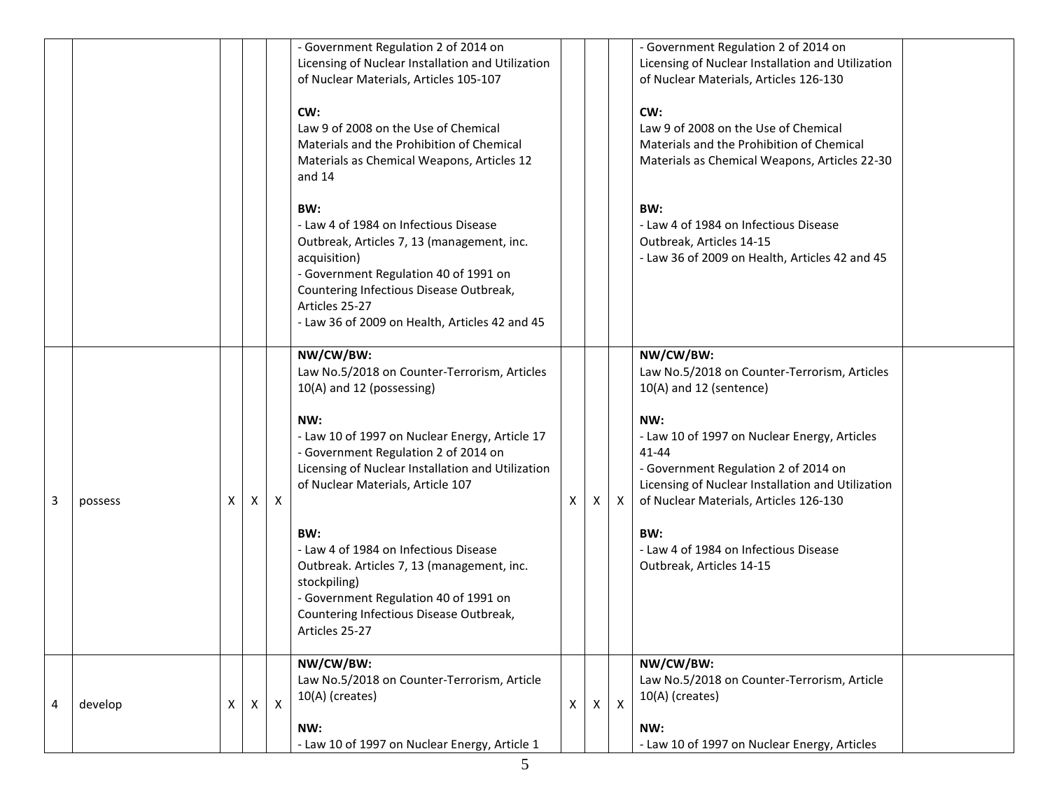| | | | | | | | | | | |
|---|---|---|---|---|---|---|---|---|---|---|
| | | | | | - Government Regulation 2 of 2014 on Licensing of Nuclear Installation and Utilization of Nuclear Materials, Articles 105-107<br><br>**CW:**<br>Law 9 of 2008 on the Use of Chemical Materials and the Prohibition of Chemical Materials as Chemical Weapons, Articles 12 and 14<br><br>**BW:**<br>- Law 4 of 1984 on Infectious Disease Outbreak, Articles 7, 13 (management, inc. acquisition)<br>- Government Regulation 40 of 1991 on Countering Infectious Disease Outbreak, Articles 25-27<br>- Law 36 of 2009 on Health, Articles 42 and 45 | | | | - Government Regulation 2 of 2014 on Licensing of Nuclear Installation and Utilization of Nuclear Materials, Articles 126-130<br><br>**CW:**<br>Law 9 of 2008 on the Use of Chemical Materials and the Prohibition of Chemical Materials as Chemical Weapons, Articles 22-30<br><br>**BW:**<br>- Law 4 of 1984 on Infectious Disease Outbreak, Articles 14-15<br>- Law 36 of 2009 on Health, Articles 42 and 45 | |
| 3 | possess | X | X | X | **NW/CW/BW:**<br>Law No.5/2018 on Counter-Terrorism, Articles 10(A) and 12 (possessing)<br><br>**NW:**<br>- Law 10 of 1997 on Nuclear Energy, Article 17<br>- Government Regulation 2 of 2014 on Licensing of Nuclear Installation and Utilization of Nuclear Materials, Article 107<br><br>**BW:**<br>- Law 4 of 1984 on Infectious Disease Outbreak. Articles 7, 13 (management, inc. stockpiling)<br>- Government Regulation 40 of 1991 on Countering Infectious Disease Outbreak, Articles 25-27 | X | X | X | **NW/CW/BW:**<br>Law No.5/2018 on Counter-Terrorism, Articles 10(A) and 12 (sentence)<br><br>**NW:**<br>- Law 10 of 1997 on Nuclear Energy, Articles 41-44<br>- Government Regulation 2 of 2014 on Licensing of Nuclear Installation and Utilization of Nuclear Materials, Articles 126-130<br><br>**BW:**<br>- Law 4 of 1984 on Infectious Disease Outbreak, Articles 14-15 | |
| 4 | develop | X | X | X | **NW/CW/BW:**<br>Law No.5/2018 on Counter-Terrorism, Article 10(A) (creates)<br><br>**NW:**<br>- Law 10 of 1997 on Nuclear Energy, Article 1 | X | X | X | **NW/CW/BW:**<br>Law No.5/2018 on Counter-Terrorism, Article 10(A) (creates)<br><br>**NW:**<br>- Law 10 of 1997 on Nuclear Energy, Articles | |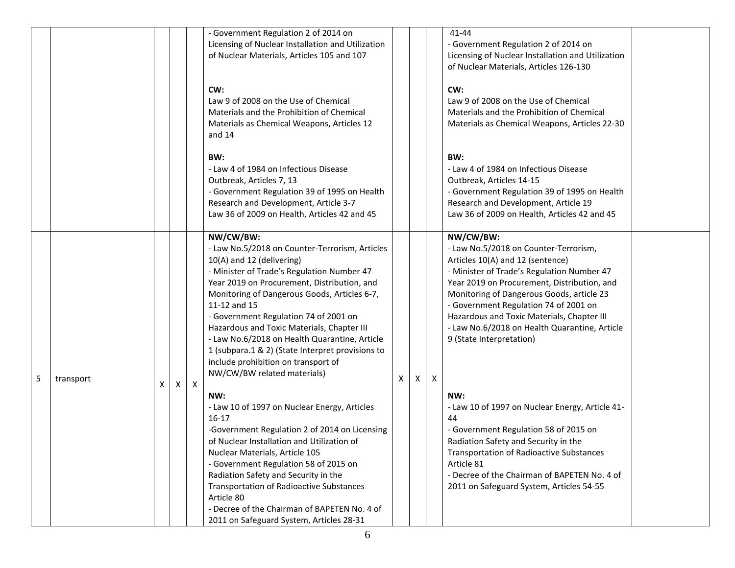| | | | | | | | | | | |
|---|---|---|---|---|---|---|---|---|---|---|
| | | | | | - Government Regulation 2 of 2014 on Licensing of Nuclear Installation and Utilization of Nuclear Materials, Articles 105 and 107<br><br>**CW:**<br>Law 9 of 2008 on the Use of Chemical Materials and the Prohibition of Chemical Materials as Chemical Weapons, Articles 12 and 14<br><br>**BW:**<br>- Law 4 of 1984 on Infectious Disease Outbreak, Articles 7, 13<br>- Government Regulation 39 of 1995 on Health Research and Development, Article 3-7<br>Law 36 of 2009 on Health, Articles 42 and 45 | | | | 41-44<br>- Government Regulation 2 of 2014 on Licensing of Nuclear Installation and Utilization of Nuclear Materials, Articles 126-130<br><br>**CW:**<br>Law 9 of 2008 on the Use of Chemical Materials and the Prohibition of Chemical Materials as Chemical Weapons, Articles 22-30<br><br>**BW:**<br>- Law 4 of 1984 on Infectious Disease Outbreak, Articles 14-15<br>- Government Regulation 39 of 1995 on Health Research and Development, Article 19<br>Law 36 of 2009 on Health, Articles 42 and 45 | |
| 5 | transport | X | X | X | **NW/CW/BW:**<br>- Law No.5/2018 on Counter-Terrorism, Articles 10(A) and 12 (delivering)<br>- Minister of Trade's Regulation Number 47 Year 2019 on Procurement, Distribution, and Monitoring of Dangerous Goods, Articles 6-7, 11-12 and 15<br>- Government Regulation 74 of 2001 on Hazardous and Toxic Materials, Chapter III<br>- Law No.6/2018 on Health Quarantine, Article 1 (subpara.1 & 2) (State Interpret provisions to include prohibition on transport of NW/CW/BW related materials)<br><br>**NW:**<br>- Law 10 of 1997 on Nuclear Energy, Articles 16-17<br>-Government Regulation 2 of 2014 on Licensing of Nuclear Installation and Utilization of Nuclear Materials, Article 105<br>- Government Regulation 58 of 2015 on Radiation Safety and Security in the Transportation of Radioactive Substances Article 80<br>- Decree of the Chairman of BAPETEN No. 4 of 2011 on Safeguard System, Articles 28-31 | X | X | X | **NW/CW/BW:**<br>- Law No.5/2018 on Counter-Terrorism, Articles 10(A) and 12 (sentence)<br>- Minister of Trade's Regulation Number 47 Year 2019 on Procurement, Distribution, and Monitoring of Dangerous Goods, article 23<br>- Government Regulation 74 of 2001 on Hazardous and Toxic Materials, Chapter III<br>- Law No.6/2018 on Health Quarantine, Article 9 (State Interpretation)<br><br>**NW:**<br>- Law 10 of 1997 on Nuclear Energy, Article 41-44<br>- Government Regulation 58 of 2015 on Radiation Safety and Security in the Transportation of Radioactive Substances Article 81<br>- Decree of the Chairman of BAPETEN No. 4 of 2011 on Safeguard System, Articles 54-55 | |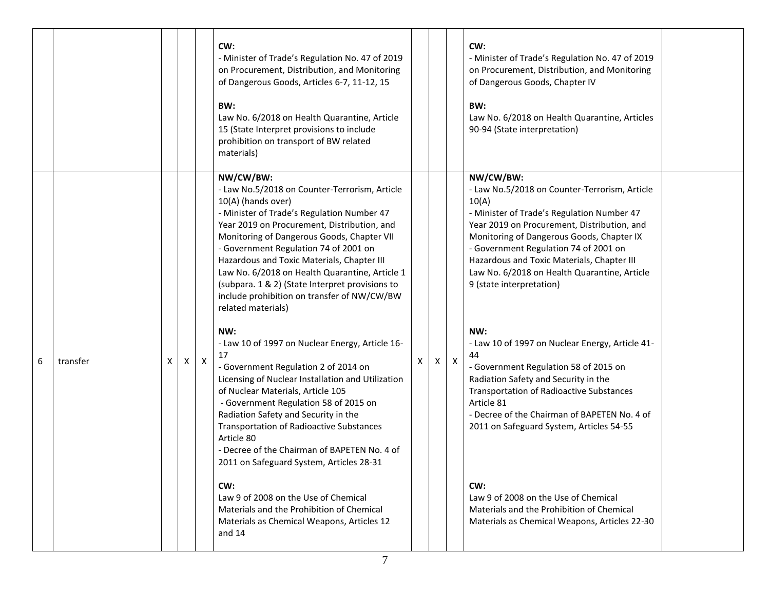| | | | | | | | | | | |
|---|---|---|---|---|---|---|---|---|---|---|
| | | | | | **CW:**<br>- Minister of Trade's Regulation No. 47 of 2019 on Procurement, Distribution, and Monitoring of Dangerous Goods, Articles 6-7, 11-12, 15<br><br>**BW:**<br>Law No. 6/2018 on Health Quarantine, Article 15 (State Interpret provisions to include prohibition on transport of BW related materials) | | | | **CW:**<br>- Minister of Trade's Regulation No. 47 of 2019 on Procurement, Distribution, and Monitoring of Dangerous Goods, Chapter IV<br><br>**BW:**<br>Law No. 6/2018 on Health Quarantine, Articles 90-94 (State interpretation) | |
| 6 | transfer | X | X | X | **NW/CW/BW:**<br>- Law No.5/2018 on Counter-Terrorism, Article 10(A) (hands over)<br>- Minister of Trade's Regulation Number 47 Year 2019 on Procurement, Distribution, and Monitoring of Dangerous Goods, Chapter VII<br>- Government Regulation 74 of 2001 on Hazardous and Toxic Materials, Chapter III<br>Law No. 6/2018 on Health Quarantine, Article 1 (subpara. 1 & 2) (State Interpret provisions to include prohibition on transfer of NW/CW/BW related materials)<br><br>**NW:**<br>- Law 10 of 1997 on Nuclear Energy, Article 16-17<br>- Government Regulation 2 of 2014 on Licensing of Nuclear Installation and Utilization of Nuclear Materials, Article 105<br>- Government Regulation 58 of 2015 on Radiation Safety and Security in the Transportation of Radioactive Substances Article 80<br>- Decree of the Chairman of BAPETEN No. 4 of 2011 on Safeguard System, Articles 28-31<br><br>**CW:**<br>Law 9 of 2008 on the Use of Chemical Materials and the Prohibition of Chemical Materials as Chemical Weapons, Articles 12 and 14 | X | X | X | **NW/CW/BW:**<br>- Law No.5/2018 on Counter-Terrorism, Article 10(A)<br>- Minister of Trade's Regulation Number 47 Year 2019 on Procurement, Distribution, and Monitoring of Dangerous Goods, Chapter IX<br>- Government Regulation 74 of 2001 on Hazardous and Toxic Materials, Chapter III<br>Law No. 6/2018 on Health Quarantine, Article 9 (state interpretation)<br><br>**NW:**<br>- Law 10 of 1997 on Nuclear Energy, Article 41-44<br>- Government Regulation 58 of 2015 on Radiation Safety and Security in the Transportation of Radioactive Substances Article 81<br>- Decree of the Chairman of BAPETEN No. 4 of 2011 on Safeguard System, Articles 54-55<br><br>**CW:**<br>Law 9 of 2008 on the Use of Chemical Materials and the Prohibition of Chemical Materials as Chemical Weapons, Articles 22-30 | |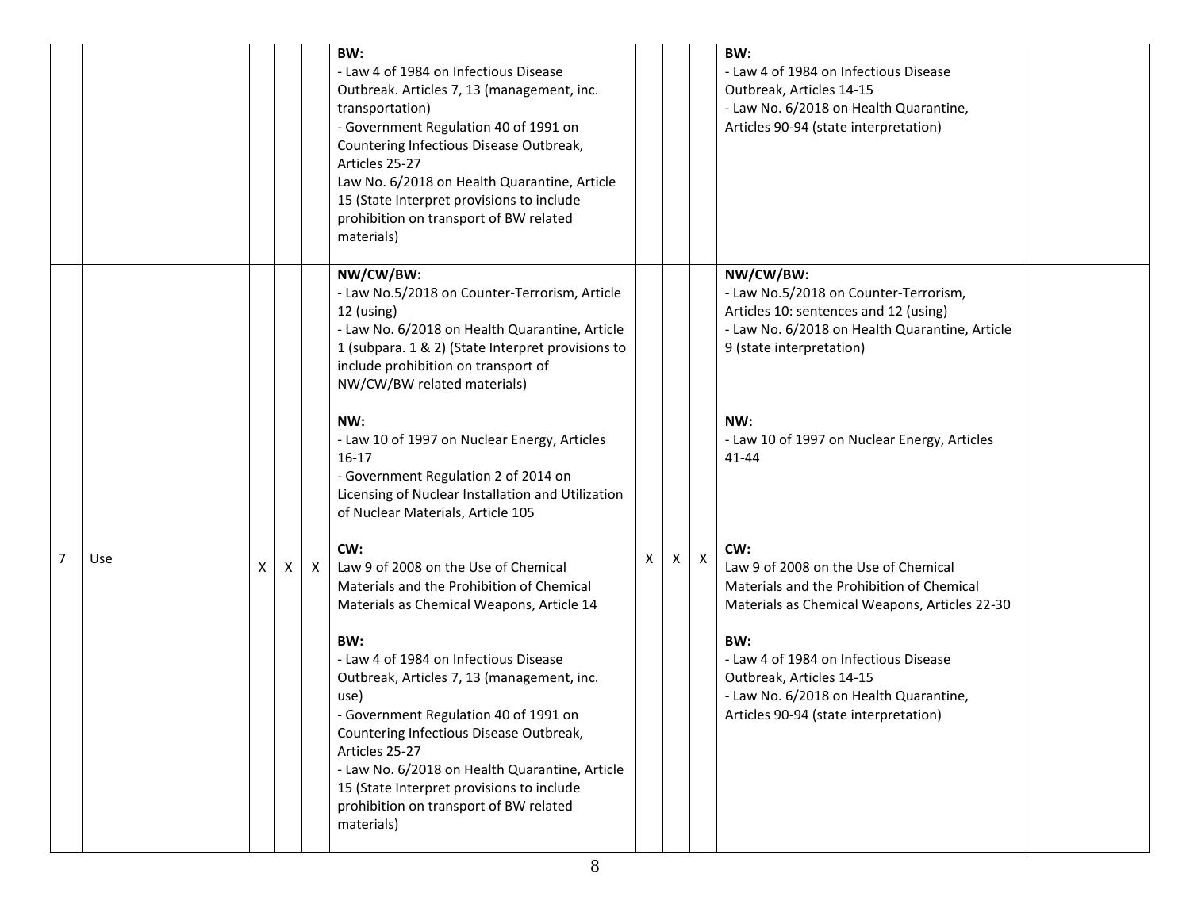| | | | | | | | | | | |
|---|---|---|---|---|---|---|---|---|---|---|
| | | | | | **BW:**<br>- Law 4 of 1984 on Infectious Disease Outbreak. Articles 7, 13 (management, inc. transportation)<br>- Government Regulation 40 of 1991 on Countering Infectious Disease Outbreak, Articles 25-27<br>Law No. 6/2018 on Health Quarantine, Article 15 (State Interpret provisions to include prohibition on transport of BW related materials) | | | | **BW:**<br>- Law 4 of 1984 on Infectious Disease Outbreak, Articles 14-15<br>- Law No. 6/2018 on Health Quarantine, Articles 90-94 (state interpretation) | |
| 7 | Use | X | X | X | **NW/CW/BW:**<br>- Law No.5/2018 on Counter-Terrorism, Article 12 (using)<br>- Law No. 6/2018 on Health Quarantine, Article 1 (subpara. 1 & 2) (State Interpret provisions to include prohibition on transport of NW/CW/BW related materials)<br><br>**NW:**<br>- Law 10 of 1997 on Nuclear Energy, Articles 16-17<br>- Government Regulation 2 of 2014 on Licensing of Nuclear Installation and Utilization of Nuclear Materials, Article 105<br><br>**CW:**<br>Law 9 of 2008 on the Use of Chemical Materials and the Prohibition of Chemical Materials as Chemical Weapons, Article 14<br><br>**BW:**<br>- Law 4 of 1984 on Infectious Disease Outbreak, Articles 7, 13 (management, inc. use)<br>- Government Regulation 40 of 1991 on Countering Infectious Disease Outbreak, Articles 25-27<br>- Law No. 6/2018 on Health Quarantine, Article 15 (State Interpret provisions to include prohibition on transport of BW related materials) | X | X | X | **NW/CW/BW:**<br>- Law No.5/2018 on Counter-Terrorism, Articles 10: sentences and 12 (using)<br>- Law No. 6/2018 on Health Quarantine, Article 9 (state interpretation)<br><br>**NW:**<br>- Law 10 of 1997 on Nuclear Energy, Articles 41-44<br><br>**CW:**<br>Law 9 of 2008 on the Use of Chemical Materials and the Prohibition of Chemical Materials as Chemical Weapons, Articles 22-30<br><br>**BW:**<br>- Law 4 of 1984 on Infectious Disease Outbreak, Articles 14-15<br>- Law No. 6/2018 on Health Quarantine, Articles 90-94 (state interpretation) | |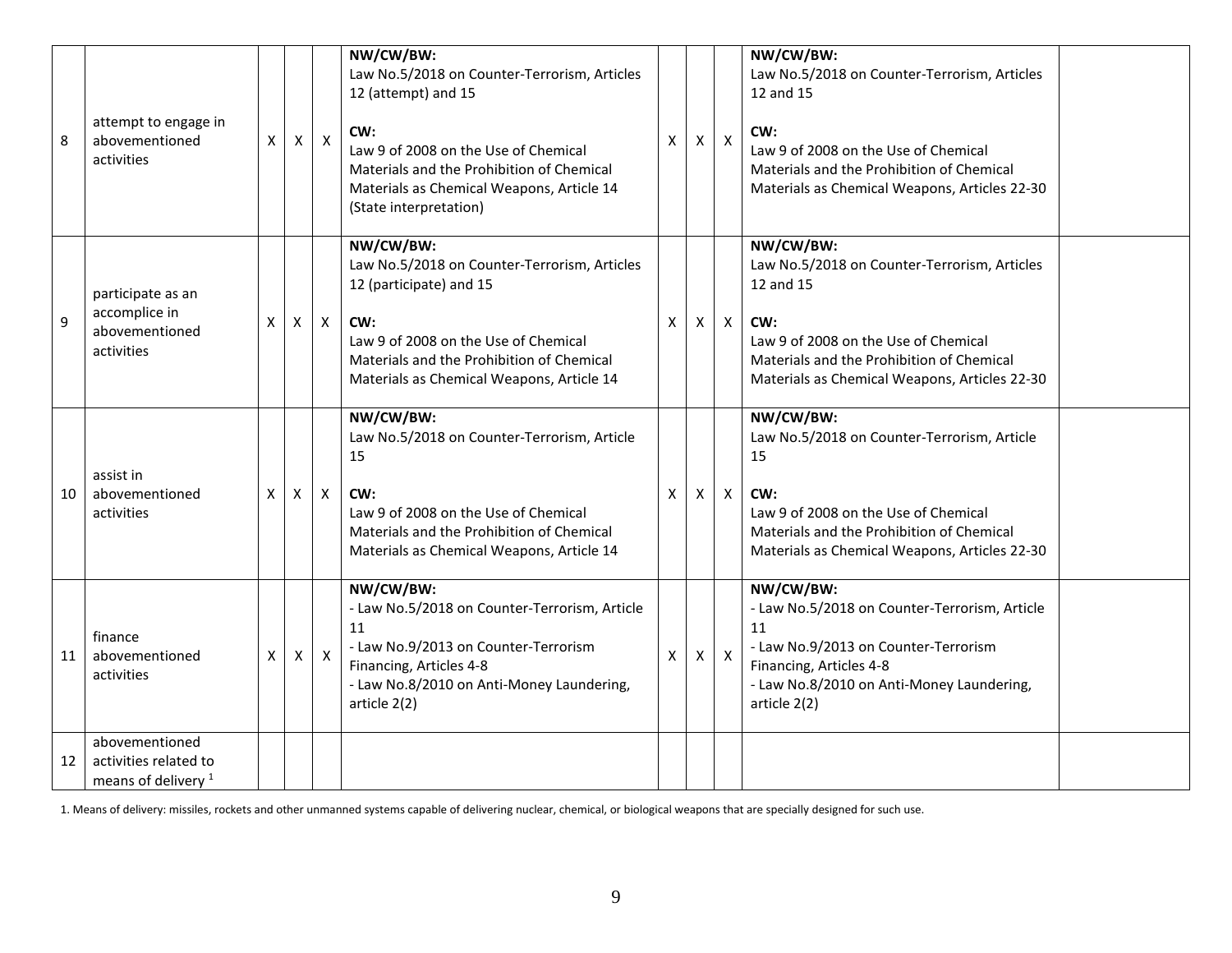| 8 | attempt to engage in abovementioned activities | X | X | X | **NW/CW/BW:**<br>Law No.5/2018 on Counter-Terrorism, Articles 12 (attempt) and 15<br><br>**CW:**<br>Law 9 of 2008 on the Use of Chemical Materials and the Prohibition of Chemical Materials as Chemical Weapons, Article 14 (State interpretation) | X | X | X | **NW/CW/BW:**<br>Law No.5/2018 on Counter-Terrorism, Articles 12 and 15<br><br>**CW:**<br>Law 9 of 2008 on the Use of Chemical Materials and the Prohibition of Chemical Materials as Chemical Weapons, Articles 22-30 | |
|---|---|---|---|---|---|---|---|---|---|---|
| 9 | participate as an accomplice in abovementioned activities | X | X | X | **NW/CW/BW:**<br>Law No.5/2018 on Counter-Terrorism, Articles 12 (participate) and 15<br><br>**CW:**<br>Law 9 of 2008 on the Use of Chemical Materials and the Prohibition of Chemical Materials as Chemical Weapons, Article 14 | X | X | X | **NW/CW/BW:**<br>Law No.5/2018 on Counter-Terrorism, Articles 12 and 15<br><br>**CW:**<br>Law 9 of 2008 on the Use of Chemical Materials and the Prohibition of Chemical Materials as Chemical Weapons, Articles 22-30 | |
| 10 | assist in abovementioned activities | X | X | X | **NW/CW/BW:**<br>Law No.5/2018 on Counter-Terrorism, Article 15<br><br>**CW:**<br>Law 9 of 2008 on the Use of Chemical Materials and the Prohibition of Chemical Materials as Chemical Weapons, Article 14 | X | X | X | **NW/CW/BW:**<br>Law No.5/2018 on Counter-Terrorism, Article 15<br><br>**CW:**<br>Law 9 of 2008 on the Use of Chemical Materials and the Prohibition of Chemical Materials as Chemical Weapons, Articles 22-30 | |
| 11 | finance abovementioned activities | X | X | X | **NW/CW/BW:**<br>- Law No.5/2018 on Counter-Terrorism, Article 11<br>- Law No.9/2013 on Counter-Terrorism Financing, Articles 4-8<br>- Law No.8/2010 on Anti-Money Laundering, article 2(2) | X | X | X | **NW/CW/BW:**<br>- Law No.5/2018 on Counter-Terrorism, Article 11<br>- Law No.9/2013 on Counter-Terrorism Financing, Articles 4-8<br>- Law No.8/2010 on Anti-Money Laundering, article 2(2) | |
| 12 | abovementioned activities related to means of delivery [1] | | | | | | | | | |

1. Means of delivery: missiles, rockets and other unmanned systems capable of delivering nuclear, chemical, or biological weapons that are specially designed for such use.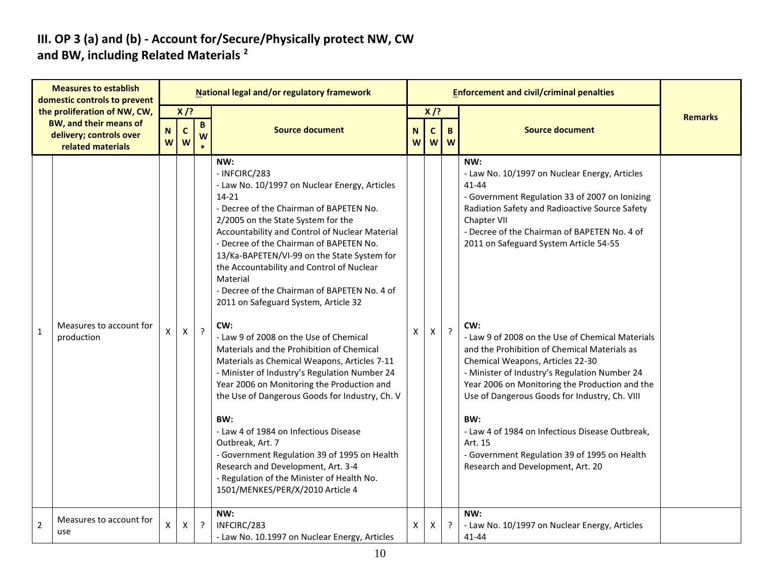### III. OP 3 (a) and (b) - Account for/Secure/Physically protect NW, CW and BW, including Related Materials [2]

| | Measures to establish domestic controls to prevent the proliferation of NW, CW, BW, and their means of delivery; controls over related materials | National legal and/or regulatory framework | | | | Enforcement and civil/criminal penalties | | | | Remarks |
|---|---|---|---|---|---|---|---|---|---|---|
| | | X /? | | | Source document | X /? | | | Source document | |
| | | NW | CW | BW* | | NW | CW | BW | | |
| 1 | Measures to account for production | X | X | ? | **NW:**<br>- INFCIRC/283<br>- Law No. 10/1997 on Nuclear Energy, Articles 14-21<br>- Decree of the Chairman of BAPETEN No. 2/2005 on the State System for the Accountability and Control of Nuclear Material<br>- Decree of the Chairman of BAPETEN No. 13/Ka-BAPETEN/VI-99 on the State System for the Accountability and Control of Nuclear Material<br>- Decree of the Chairman of BAPETEN No. 4 of 2011 on Safeguard System, Article 32<br><br>**CW:**<br>- Law 9 of 2008 on the Use of Chemical Materials and the Prohibition of Chemical Materials as Chemical Weapons, Articles 7-11<br>- Minister of Industry's Regulation Number 24 Year 2006 on Monitoring the Production and the Use of Dangerous Goods for Industry, Ch. V<br><br>**BW:**<br>- Law 4 of 1984 on Infectious Disease Outbreak, Art. 7<br>- Government Regulation 39 of 1995 on Health Research and Development, Art. 3-4<br>- Regulation of the Minister of Health No. 1501/MENKES/PER/X/2010 Article 4 | X | X | ? | **NW:**<br>- Law No. 10/1997 on Nuclear Energy, Articles 41-44<br>- Government Regulation 33 of 2007 on Ionizing Radiation Safety and Radioactive Source Safety Chapter VII<br>- Decree of the Chairman of BAPETEN No. 4 of 2011 on Safeguard System Article 54-55<br><br>**CW:**<br>- Law 9 of 2008 on the Use of Chemical Materials and the Prohibition of Chemical Materials as Chemical Weapons, Articles 22-30<br>- Minister of Industry's Regulation Number 24 Year 2006 on Monitoring the Production and the Use of Dangerous Goods for Industry, Ch. VIII<br><br>**BW:**<br>- Law 4 of 1984 on Infectious Disease Outbreak, Art. 15<br>- Government Regulation 39 of 1995 on Health Research and Development, Art. 20 | |
| 2 | Measures to account for use | X | X | ? | **NW:**<br>INFCIRC/283<br>- Law No. 10.1997 on Nuclear Energy, Articles | X | X | ? | **NW:**<br>- Law No. 10/1997 on Nuclear Energy, Articles 41-44 | |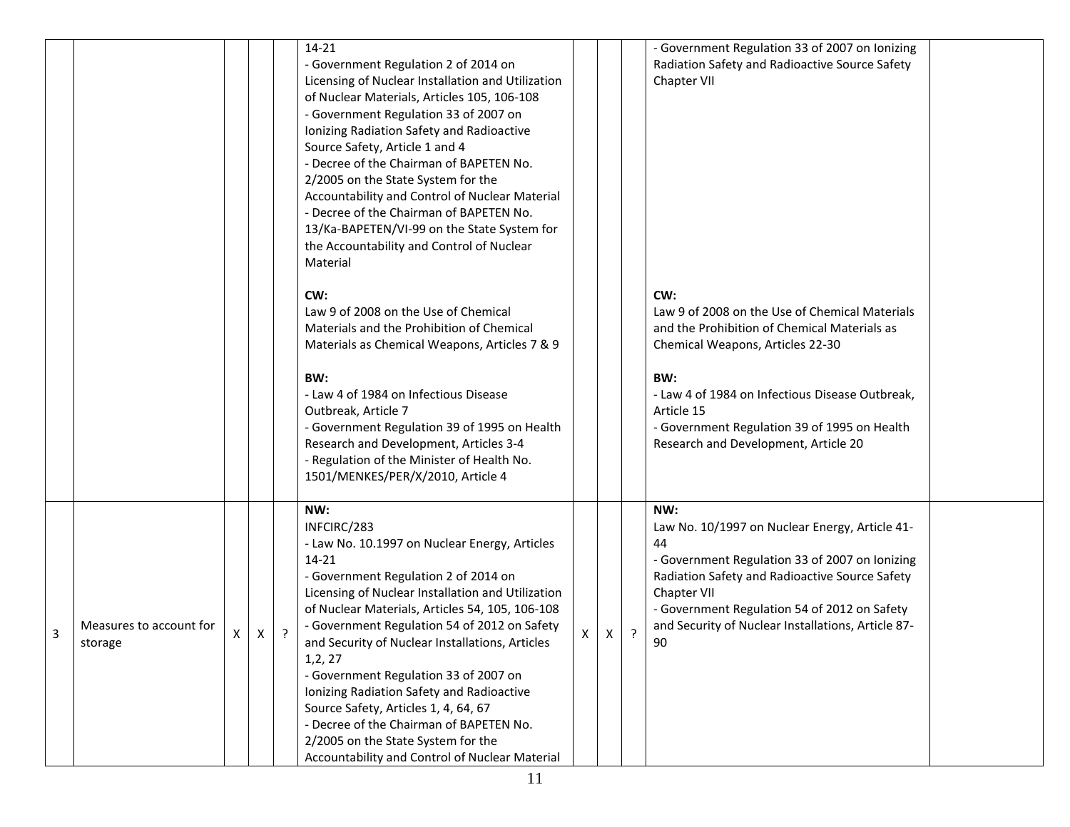| | | | | | | | | | | |
|---|---|---|---|---|---|---|---|---|---|---|
| | | | | | 14-21<br>- Government Regulation 2 of 2014 on Licensing of Nuclear Installation and Utilization of Nuclear Materials, Articles 105, 106-108<br>- Government Regulation 33 of 2007 on Ionizing Radiation Safety and Radioactive Source Safety, Article 1 and 4<br>- Decree of the Chairman of BAPETEN No. 2/2005 on the State System for the Accountability and Control of Nuclear Material<br>- Decree of the Chairman of BAPETEN No. 13/Ka-BAPETEN/VI-99 on the State System for the Accountability and Control of Nuclear Material<br><br>**CW:**<br>Law 9 of 2008 on the Use of Chemical Materials and the Prohibition of Chemical Materials as Chemical Weapons, Articles 7 & 9<br><br>**BW:**<br>- Law 4 of 1984 on Infectious Disease Outbreak, Article 7<br>- Government Regulation 39 of 1995 on Health Research and Development, Articles 3-4<br>- Regulation of the Minister of Health No. 1501/MENKES/PER/X/2010, Article 4 | | | | - Government Regulation 33 of 2007 on Ionizing Radiation Safety and Radioactive Source Safety Chapter VII<br><br>**CW:**<br>Law 9 of 2008 on the Use of Chemical Materials and the Prohibition of Chemical Materials as Chemical Weapons, Articles 22-30<br><br>**BW:**<br>- Law 4 of 1984 on Infectious Disease Outbreak, Article 15<br>- Government Regulation 39 of 1995 on Health Research and Development, Article 20 | |
| 3 | Measures to account for storage | X | X | ? | **NW:**<br>INFCIRC/283<br>- Law No. 10.1997 on Nuclear Energy, Articles 14-21<br>- Government Regulation 2 of 2014 on Licensing of Nuclear Installation and Utilization of Nuclear Materials, Articles 54, 105, 106-108<br>- Government Regulation 54 of 2012 on Safety and Security of Nuclear Installations, Articles 1,2, 27<br>- Government Regulation 33 of 2007 on Ionizing Radiation Safety and Radioactive Source Safety, Articles 1, 4, 64, 67<br>- Decree of the Chairman of BAPETEN No. 2/2005 on the State System for the Accountability and Control of Nuclear Material | X | X | ? | **NW:**<br>Law No. 10/1997 on Nuclear Energy, Article 41-44<br>- Government Regulation 33 of 2007 on Ionizing Radiation Safety and Radioactive Source Safety Chapter VII<br>- Government Regulation 54 of 2012 on Safety and Security of Nuclear Installations, Article 87-90 | |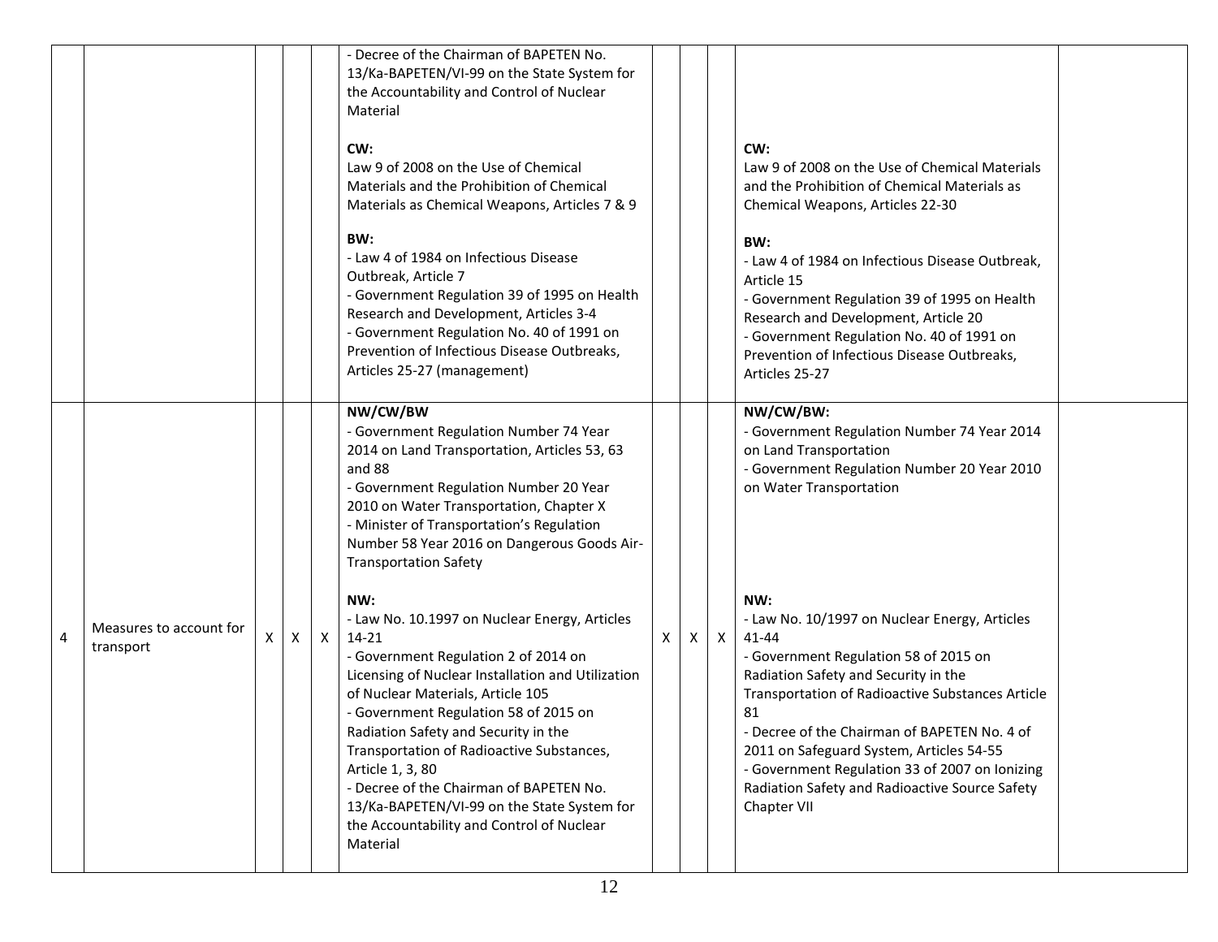| | | | | | | | | | | |
|---|---|---|---|---|---|---|---|---|---|---|
| | | | | | - Decree of the Chairman of BAPETEN No. 13/Ka-BAPETEN/VI-99 on the State System for the Accountability and Control of Nuclear Material<br><br>**CW:**<br>Law 9 of 2008 on the Use of Chemical Materials and the Prohibition of Chemical Materials as Chemical Weapons, Articles 7 & 9<br><br>**BW:**<br>- Law 4 of 1984 on Infectious Disease Outbreak, Article 7<br>- Government Regulation 39 of 1995 on Health Research and Development, Articles 3-4<br>- Government Regulation No. 40 of 1991 on Prevention of Infectious Disease Outbreaks, Articles 25-27 (management) | | | | **CW:**<br>Law 9 of 2008 on the Use of Chemical Materials and the Prohibition of Chemical Materials as Chemical Weapons, Articles 22-30<br><br>**BW:**<br>- Law 4 of 1984 on Infectious Disease Outbreak, Article 15<br>- Government Regulation 39 of 1995 on Health Research and Development, Article 20<br>- Government Regulation No. 40 of 1991 on Prevention of Infectious Disease Outbreaks, Articles 25-27 | |
| 4 | Measures to account for transport | X | X | X | **NW/CW/BW**<br>- Government Regulation Number 74 Year 2014 on Land Transportation, Articles 53, 63 and 88<br>- Government Regulation Number 20 Year 2010 on Water Transportation, Chapter X<br>- Minister of Transportation's Regulation Number 58 Year 2016 on Dangerous Goods Air-Transportation Safety<br><br>**NW:**<br>- Law No. 10.1997 on Nuclear Energy, Articles 14-21<br>- Government Regulation 2 of 2014 on Licensing of Nuclear Installation and Utilization of Nuclear Materials, Article 105<br>- Government Regulation 58 of 2015 on Radiation Safety and Security in the Transportation of Radioactive Substances, Article 1, 3, 80<br>- Decree of the Chairman of BAPETEN No. 13/Ka-BAPETEN/VI-99 on the State System for the Accountability and Control of Nuclear Material | X | X | X | **NW/CW/BW:**<br>- Government Regulation Number 74 Year 2014 on Land Transportation<br>- Government Regulation Number 20 Year 2010 on Water Transportation<br><br>**NW:**<br>- Law No. 10/1997 on Nuclear Energy, Articles 41-44<br>- Government Regulation 58 of 2015 on Radiation Safety and Security in the Transportation of Radioactive Substances Article 81<br>- Decree of the Chairman of BAPETEN No. 4 of 2011 on Safeguard System, Articles 54-55<br>- Government Regulation 33 of 2007 on Ionizing Radiation Safety and Radioactive Source Safety Chapter VII | |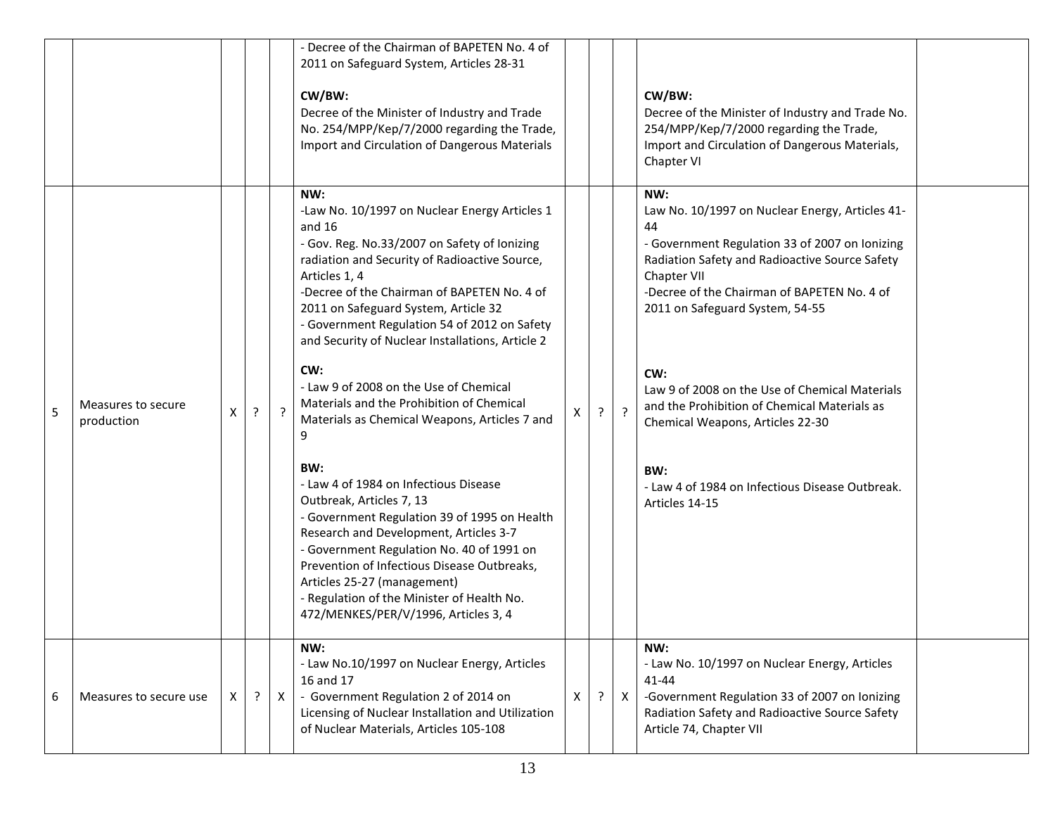| | | | | | | | | | | |
|---|---|---|---|---|---|---|---|---|---|---|
| | | | | | - Decree of the Chairman of BAPETEN No. 4 of 2011 on Safeguard System, Articles 28-31<br><br>**CW/BW:**<br>Decree of the Minister of Industry and Trade No. 254/MPP/Kep/7/2000 regarding the Trade, Import and Circulation of Dangerous Materials | | | | **CW/BW:**<br>Decree of the Minister of Industry and Trade No. 254/MPP/Kep/7/2000 regarding the Trade, Import and Circulation of Dangerous Materials, Chapter VI | |
| 5 | Measures to secure production | X | ? | ? | **NW:**<br>-Law No. 10/1997 on Nuclear Energy Articles 1 and 16<br>- Gov. Reg. No.33/2007 on Safety of Ionizing radiation and Security of Radioactive Source, Articles 1, 4<br>-Decree of the Chairman of BAPETEN No. 4 of 2011 on Safeguard System, Article 32<br>- Government Regulation 54 of 2012 on Safety and Security of Nuclear Installations, Article 2<br><br>**CW:**<br>- Law 9 of 2008 on the Use of Chemical Materials and the Prohibition of Chemical Materials as Chemical Weapons, Articles 7 and 9<br><br>**BW:**<br>- Law 4 of 1984 on Infectious Disease Outbreak, Articles 7, 13<br>- Government Regulation 39 of 1995 on Health Research and Development, Articles 3-7<br>- Government Regulation No. 40 of 1991 on Prevention of Infectious Disease Outbreaks, Articles 25-27 (management)<br>- Regulation of the Minister of Health No. 472/MENKES/PER/V/1996, Articles 3, 4 | X | ? | ? | **NW:**<br>Law No. 10/1997 on Nuclear Energy, Articles 41-44<br>- Government Regulation 33 of 2007 on Ionizing Radiation Safety and Radioactive Source Safety Chapter VII<br>-Decree of the Chairman of BAPETEN No. 4 of 2011 on Safeguard System, 54-55<br><br>**CW:**<br>Law 9 of 2008 on the Use of Chemical Materials and the Prohibition of Chemical Materials as Chemical Weapons, Articles 22-30<br><br>**BW:**<br>- Law 4 of 1984 on Infectious Disease Outbreak. Articles 14-15 | |
| 6 | Measures to secure use | X | ? | X | **NW:**<br>- Law No.10/1997 on Nuclear Energy, Articles 16 and 17<br>- Government Regulation 2 of 2014 on Licensing of Nuclear Installation and Utilization of Nuclear Materials, Articles 105-108 | X | ? | X | **NW:**<br>- Law No. 10/1997 on Nuclear Energy, Articles 41-44<br>-Government Regulation 33 of 2007 on Ionizing Radiation Safety and Radioactive Source Safety Article 74, Chapter VII | |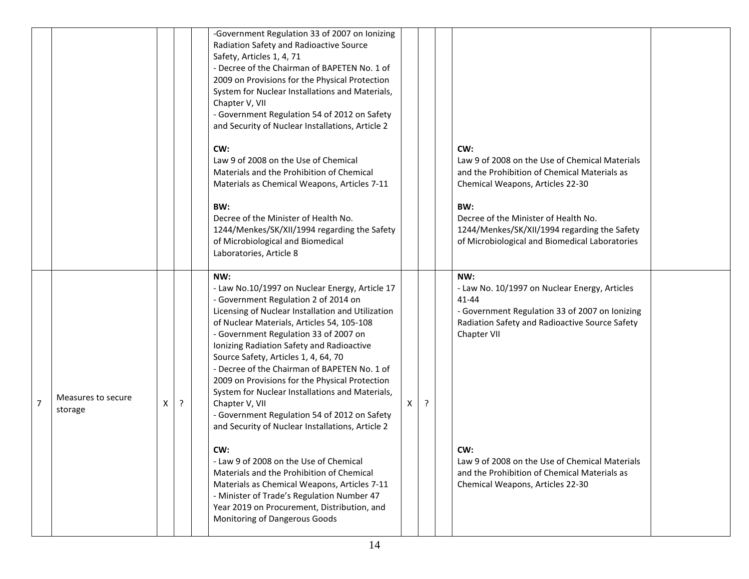| | | | | | | | | | | |
|---|---|---|---|---|---|---|---|---|---|---|
| | | | | | -Government Regulation 33 of 2007 on Ionizing Radiation Safety and Radioactive Source Safety, Articles 1, 4, 71<br>- Decree of the Chairman of BAPETEN No. 1 of 2009 on Provisions for the Physical Protection System for Nuclear Installations and Materials, Chapter V, VII<br>- Government Regulation 54 of 2012 on Safety and Security of Nuclear Installations, Article 2<br><br>**CW:**<br>Law 9 of 2008 on the Use of Chemical Materials and the Prohibition of Chemical Materials as Chemical Weapons, Articles 7-11<br><br>**BW:**<br>Decree of the Minister of Health No. 1244/Menkes/SK/XII/1994 regarding the Safety of Microbiological and Biomedical Laboratories, Article 8 | | | | **CW:**<br>Law 9 of 2008 on the Use of Chemical Materials and the Prohibition of Chemical Materials as Chemical Weapons, Articles 22-30<br><br>**BW:**<br>Decree of the Minister of Health No. 1244/Menkes/SK/XII/1994 regarding the Safety of Microbiological and Biomedical Laboratories | |
| 7 | Measures to secure storage | X | ? | | **NW:**<br>- Law No.10/1997 on Nuclear Energy, Article 17<br>- Government Regulation 2 of 2014 on Licensing of Nuclear Installation and Utilization of Nuclear Materials, Articles 54, 105-108<br>- Government Regulation 33 of 2007 on Ionizing Radiation Safety and Radioactive Source Safety, Articles 1, 4, 64, 70<br>- Decree of the Chairman of BAPETEN No. 1 of 2009 on Provisions for the Physical Protection System for Nuclear Installations and Materials, Chapter V, VII<br>- Government Regulation 54 of 2012 on Safety and Security of Nuclear Installations, Article 2<br><br>**CW:**<br>- Law 9 of 2008 on the Use of Chemical Materials and the Prohibition of Chemical Materials as Chemical Weapons, Articles 7-11<br>- Minister of Trade's Regulation Number 47 Year 2019 on Procurement, Distribution, and Monitoring of Dangerous Goods | X | ? | | **NW:**<br>- Law No. 10/1997 on Nuclear Energy, Articles 41-44<br>- Government Regulation 33 of 2007 on Ionizing Radiation Safety and Radioactive Source Safety Chapter VII<br><br>**CW:**<br>Law 9 of 2008 on the Use of Chemical Materials and the Prohibition of Chemical Materials as Chemical Weapons, Articles 22-30 | |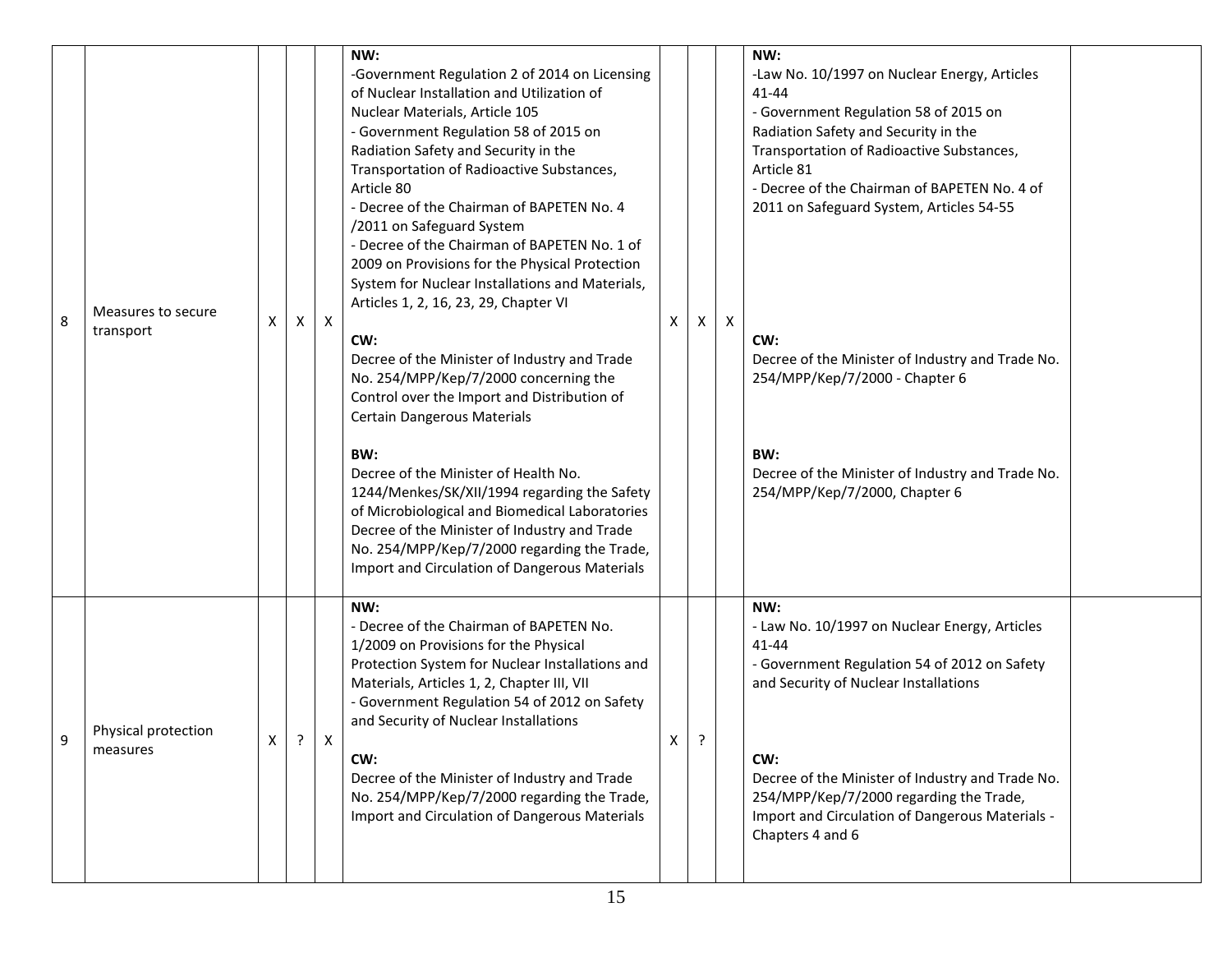| 8 | Measures to secure transport | X | X | X | **NW:**<br>-Government Regulation 2 of 2014 on Licensing of Nuclear Installation and Utilization of Nuclear Materials, Article 105<br>- Government Regulation 58 of 2015 on Radiation Safety and Security in the Transportation of Radioactive Substances, Article 80<br>- Decree of the Chairman of BAPETEN No. 4 /2011 on Safeguard System<br>- Decree of the Chairman of BAPETEN No. 1 of 2009 on Provisions for the Physical Protection System for Nuclear Installations and Materials, Articles 1, 2, 16, 23, 29, Chapter VI<br><br>**CW:**<br>Decree of the Minister of Industry and Trade No. 254/MPP/Kep/7/2000 concerning the Control over the Import and Distribution of Certain Dangerous Materials<br><br>**BW:**<br>Decree of the Minister of Health No. 1244/Menkes/SK/XII/1994 regarding the Safety of Microbiological and Biomedical Laboratories Decree of the Minister of Industry and Trade No. 254/MPP/Kep/7/2000 regarding the Trade, Import and Circulation of Dangerous Materials | X | X | X | **NW:**<br>-Law No. 10/1997 on Nuclear Energy, Articles 41-44<br>- Government Regulation 58 of 2015 on Radiation Safety and Security in the Transportation of Radioactive Substances, Article 81<br>- Decree of the Chairman of BAPETEN No. 4 of 2011 on Safeguard System, Articles 54-55<br><br>**CW:**<br>Decree of the Minister of Industry and Trade No. 254/MPP/Kep/7/2000 - Chapter 6<br><br>**BW:**<br>Decree of the Minister of Industry and Trade No. 254/MPP/Kep/7/2000, Chapter 6 | |
|---|---|---|---|---|---|---|---|---|---|---|
| 9 | Physical protection measures | X | ? | X | **NW:**<br>- Decree of the Chairman of BAPETEN No. 1/2009 on Provisions for the Physical Protection System for Nuclear Installations and Materials, Articles 1, 2, Chapter III, VII<br>- Government Regulation 54 of 2012 on Safety and Security of Nuclear Installations<br><br>**CW:**<br>Decree of the Minister of Industry and Trade No. 254/MPP/Kep/7/2000 regarding the Trade, Import and Circulation of Dangerous Materials | X | ? | | **NW:**<br>- Law No. 10/1997 on Nuclear Energy, Articles 41-44<br>- Government Regulation 54 of 2012 on Safety and Security of Nuclear Installations<br><br>**CW:**<br>Decree of the Minister of Industry and Trade No. 254/MPP/Kep/7/2000 regarding the Trade, Import and Circulation of Dangerous Materials - Chapters 4 and 6 | |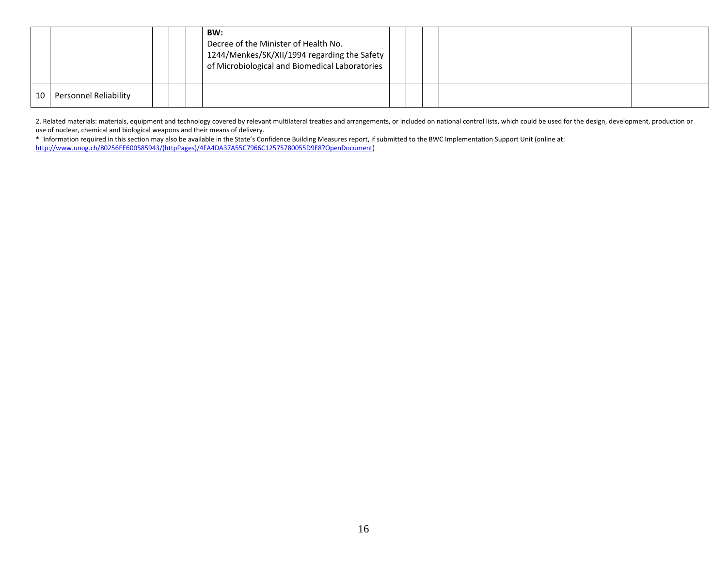|  |  |  |  |  |  |  |  |  |  |
|---|---|---|---|---|---|---|---|---|---|
|  |  |  |  | **BW:** Decree of the Minister of Health No. 1244/Menkes/SK/XII/1994 regarding the Safety of Microbiological and Biomedical Laboratories |  |  |  |  |  |
| 10 | Personnel Reliability |  |  |  |  |  |  |  |  |

2. Related materials: materials, equipment and technology covered by relevant multilateral treaties and arrangements, or included on national control lists, which could be used for the design, development, production or use of nuclear, chemical and biological weapons and their means of delivery.

\* Information required in this section may also be available in the State's Confidence Building Measures report, if submitted to the BWC Implementation Support Unit (online at: http://www.unog.ch/80256EE600585943/(httpPages)/4FA4DA37A55C7966C12575780055D9E8?OpenDocument)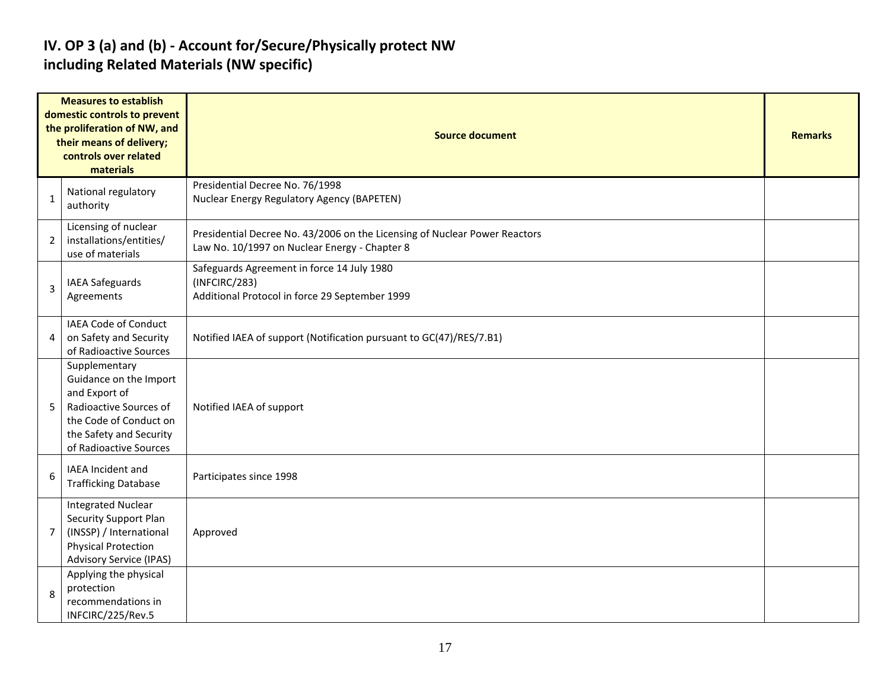# IV. OP 3 (a) and (b) - Account for/Secure/Physically protect NW including Related Materials (NW specific)

| Measures to establish domestic controls to prevent the proliferation of NW, and their means of delivery; controls over related materials | | Source document | Remarks |
|---|---|---|---|
| 1 | National regulatory authority | Presidential Decree No. 76/1998<br>Nuclear Energy Regulatory Agency (BAPETEN) | |
| 2 | Licensing of nuclear installations/entities/ use of materials | Presidential Decree No. 43/2006 on the Licensing of Nuclear Power Reactors<br>Law No. 10/1997 on Nuclear Energy - Chapter 8 | |
| 3 | IAEA Safeguards Agreements | Safeguards Agreement in force 14 July 1980<br>(INFCIRC/283)<br>Additional Protocol in force 29 September 1999 | |
| 4 | IAEA Code of Conduct on Safety and Security of Radioactive Sources | Notified IAEA of support (Notification pursuant to GC(47)/RES/7.B1) | |
| 5 | Supplementary Guidance on the Import and Export of Radioactive Sources of the Code of Conduct on the Safety and Security of Radioactive Sources | Notified IAEA of support | |
| 6 | IAEA Incident and Trafficking Database | Participates since 1998 | |
| 7 | Integrated Nuclear Security Support Plan (INSSP) / International Physical Protection Advisory Service (IPAS) | Approved | |
| 8 | Applying the physical protection recommendations in INFCIRC/225/Rev.5 | | |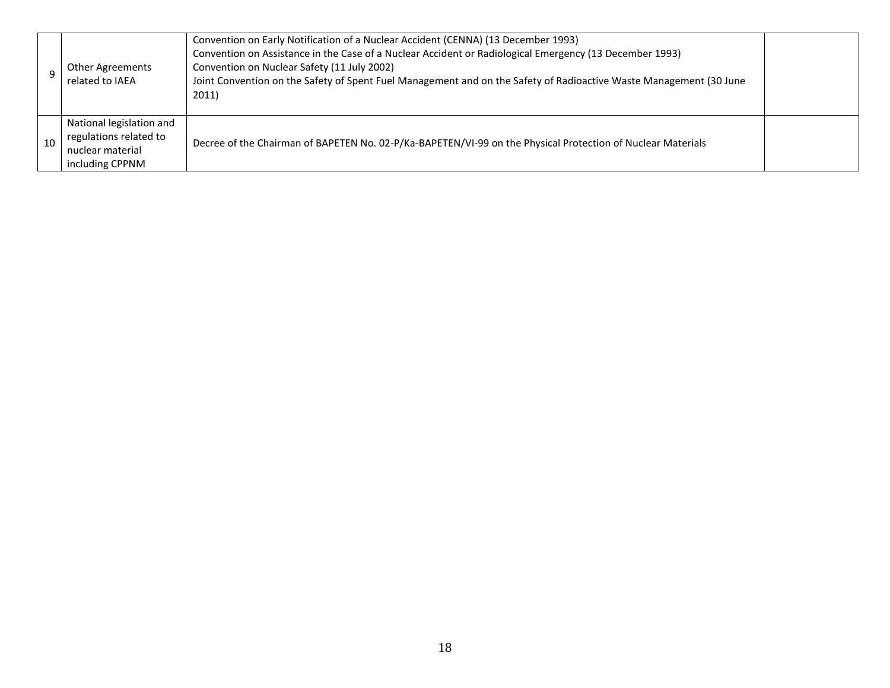|  |  |  |  |
|---|---|---|---|
| 9 | Other Agreements related to IAEA | Convention on Early Notification of a Nuclear Accident (CENNA) (13 December 1993)<br>Convention on Assistance in the Case of a Nuclear Accident or Radiological Emergency (13 December 1993)<br>Convention on Nuclear Safety (11 July 2002)<br>Joint Convention on the Safety of Spent Fuel Management and on the Safety of Radioactive Waste Management (30 June 2011) |  |
| 10 | National legislation and regulations related to nuclear material including CPPNM | Decree of the Chairman of BAPETEN No. 02-P/Ka-BAPETEN/VI-99 on the Physical Protection of Nuclear Materials |  |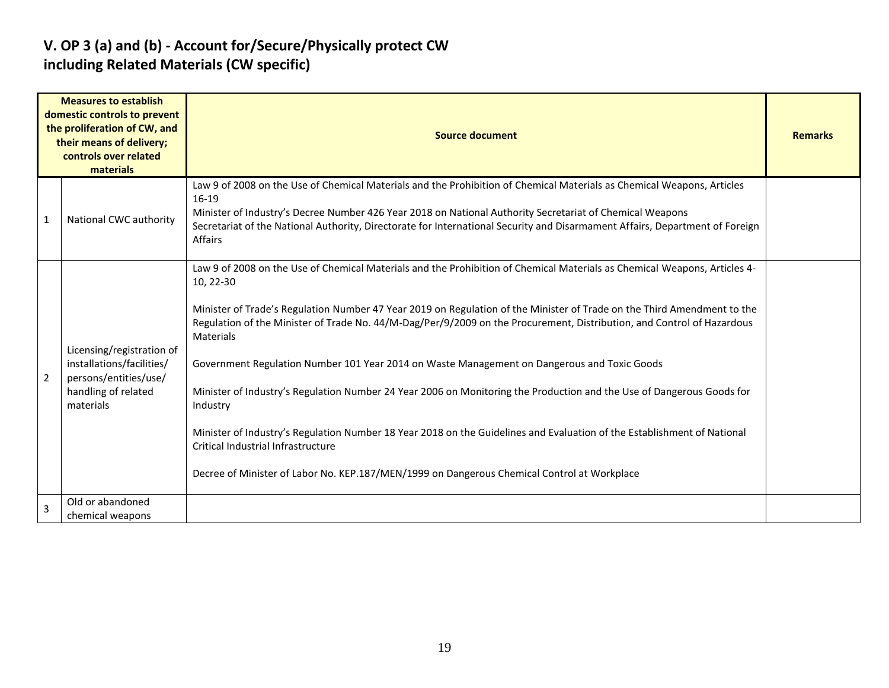## V. OP 3 (a) and (b) - Account for/Secure/Physically protect CW including Related Materials (CW specific)

| Measures to establish domestic controls to prevent the proliferation of CW, and their means of delivery; controls over related materials | | Source document | Remarks |
|---|---|---|---|
| 1 | National CWC authority | Law 9 of 2008 on the Use of Chemical Materials and the Prohibition of Chemical Materials as Chemical Weapons, Articles 16-19<br>Minister of Industry's Decree Number 426 Year 2018 on National Authority Secretariat of Chemical Weapons<br>Secretariat of the National Authority, Directorate for International Security and Disarmament Affairs, Department of Foreign Affairs | |
| 2 | Licensing/registration of installations/facilities/ persons/entities/use/ handling of related materials | Law 9 of 2008 on the Use of Chemical Materials and the Prohibition of Chemical Materials as Chemical Weapons, Articles 4-10, 22-30<br><br>Minister of Trade's Regulation Number 47 Year 2019 on Regulation of the Minister of Trade on the Third Amendment to the Regulation of the Minister of Trade No. 44/M-Dag/Per/9/2009 on the Procurement, Distribution, and Control of Hazardous Materials<br><br>Government Regulation Number 101 Year 2014 on Waste Management on Dangerous and Toxic Goods<br><br>Minister of Industry's Regulation Number 24 Year 2006 on Monitoring the Production and the Use of Dangerous Goods for Industry<br><br>Minister of Industry's Regulation Number 18 Year 2018 on the Guidelines and Evaluation of the Establishment of National Critical Industrial Infrastructure<br><br>Decree of Minister of Labor No. KEP.187/MEN/1999 on Dangerous Chemical Control at Workplace | |
| 3 | Old or abandoned chemical weapons | | |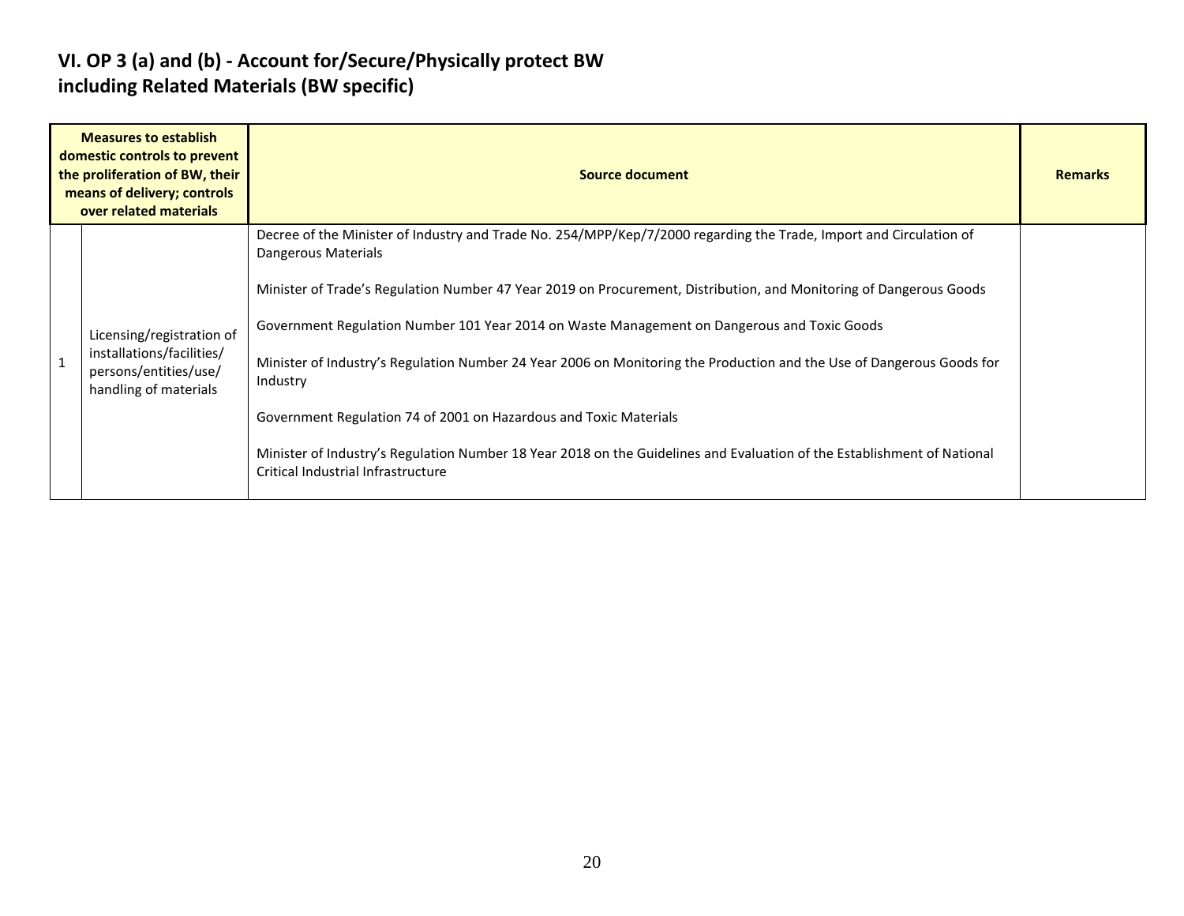# VI. OP 3 (a) and (b) - Account for/Secure/Physically protect BW including Related Materials (BW specific)

| Measures to establish domestic controls to prevent the proliferation of BW, their means of delivery; controls over related materials | | Source document | Remarks |
|---|---|---|---|
| 1 | Licensing/registration of installations/facilities/ persons/entities/use/ handling of materials | Decree of the Minister of Industry and Trade No. 254/MPP/Kep/7/2000 regarding the Trade, Import and Circulation of Dangerous Materials<br><br>Minister of Trade's Regulation Number 47 Year 2019 on Procurement, Distribution, and Monitoring of Dangerous Goods<br><br>Government Regulation Number 101 Year 2014 on Waste Management on Dangerous and Toxic Goods<br><br>Minister of Industry's Regulation Number 24 Year 2006 on Monitoring the Production and the Use of Dangerous Goods for Industry<br><br>Government Regulation 74 of 2001 on Hazardous and Toxic Materials<br><br>Minister of Industry's Regulation Number 18 Year 2018 on the Guidelines and Evaluation of the Establishment of National Critical Industrial Infrastructure | |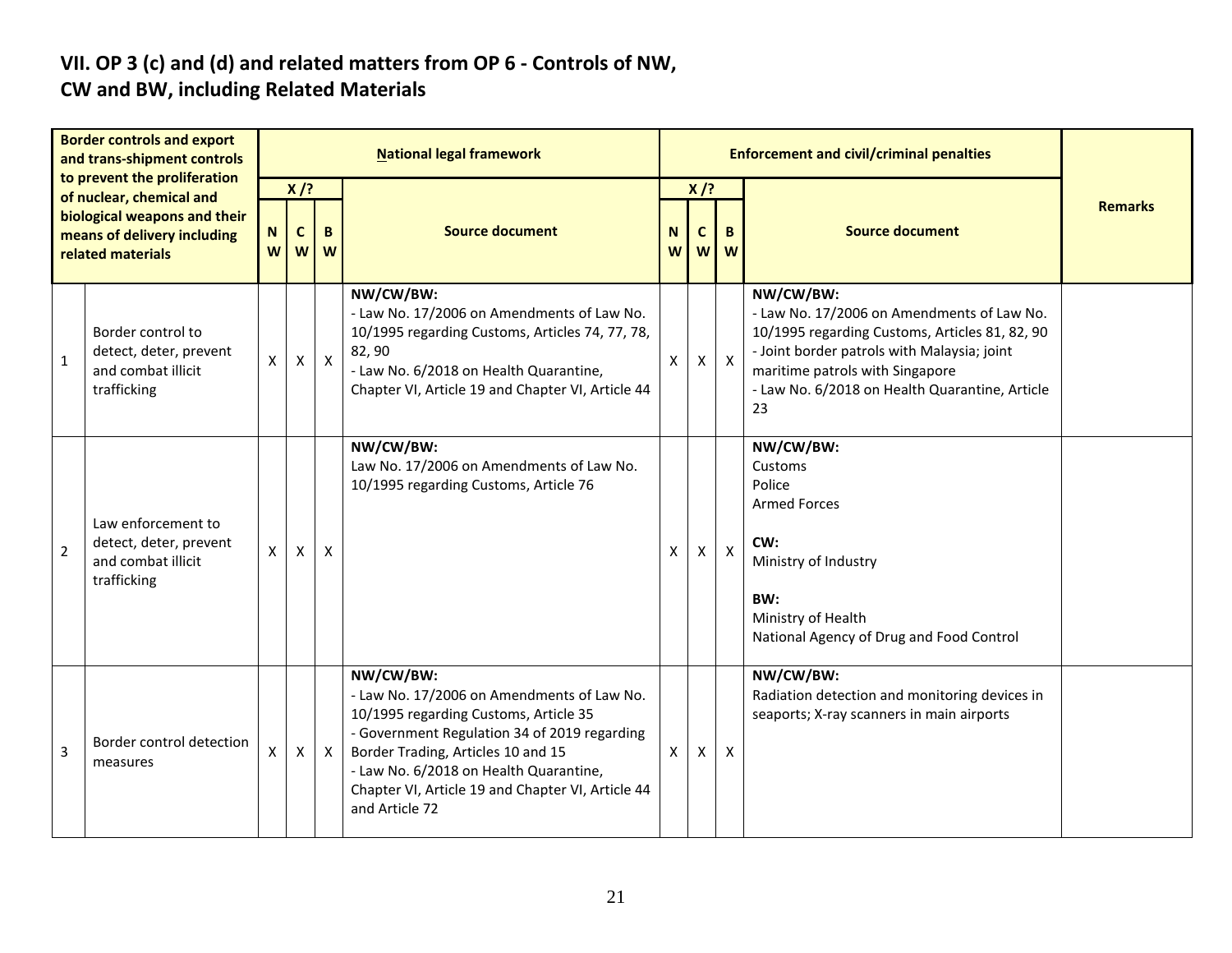## VII. OP 3 (c) and (d) and related matters from OP 6 - Controls of NW, CW and BW, including Related Materials

| | Border controls and export and trans-shipment controls to prevent the proliferation of nuclear, chemical and biological weapons and their means of delivery including related materials | National legal framework | | | | Enforcement and civil/criminal penalties | | | | Remarks |
|---|---|---|---|---|---|---|---|---|---|---|
| | | X /? | | | Source document | X /? | | | Source document | |
| | | NW | CW | BW | | NW | CW | BW | | |
| 1 | Border control to detect, deter, prevent and combat illicit trafficking | X | X | X | **NW/CW/BW:**<br>- Law No. 17/2006 on Amendments of Law No. 10/1995 regarding Customs, Articles 74, 77, 78, 82, 90<br>- Law No. 6/2018 on Health Quarantine, Chapter VI, Article 19 and Chapter VI, Article 44 | X | X | X | **NW/CW/BW:**<br>- Law No. 17/2006 on Amendments of Law No. 10/1995 regarding Customs, Articles 81, 82, 90<br>- Joint border patrols with Malaysia; joint maritime patrols with Singapore<br>- Law No. 6/2018 on Health Quarantine, Article 23 | |
| 2 | Law enforcement to detect, deter, prevent and combat illicit trafficking | X | X | X | **NW/CW/BW:**<br>Law No. 17/2006 on Amendments of Law No. 10/1995 regarding Customs, Article 76 | X | X | X | **NW/CW/BW:**<br>Customs<br>Police<br>Armed Forces<br><br>**CW:**<br>Ministry of Industry<br><br>**BW:**<br>Ministry of Health<br>National Agency of Drug and Food Control | |
| 3 | Border control detection measures | X | X | X | **NW/CW/BW:**<br>- Law No. 17/2006 on Amendments of Law No. 10/1995 regarding Customs, Article 35<br>- Government Regulation 34 of 2019 regarding Border Trading, Articles 10 and 15<br>- Law No. 6/2018 on Health Quarantine, Chapter VI, Article 19 and Chapter VI, Article 44 and Article 72 | X | X | X | **NW/CW/BW:**<br>Radiation detection and monitoring devices in seaports; X-ray scanners in main airports | |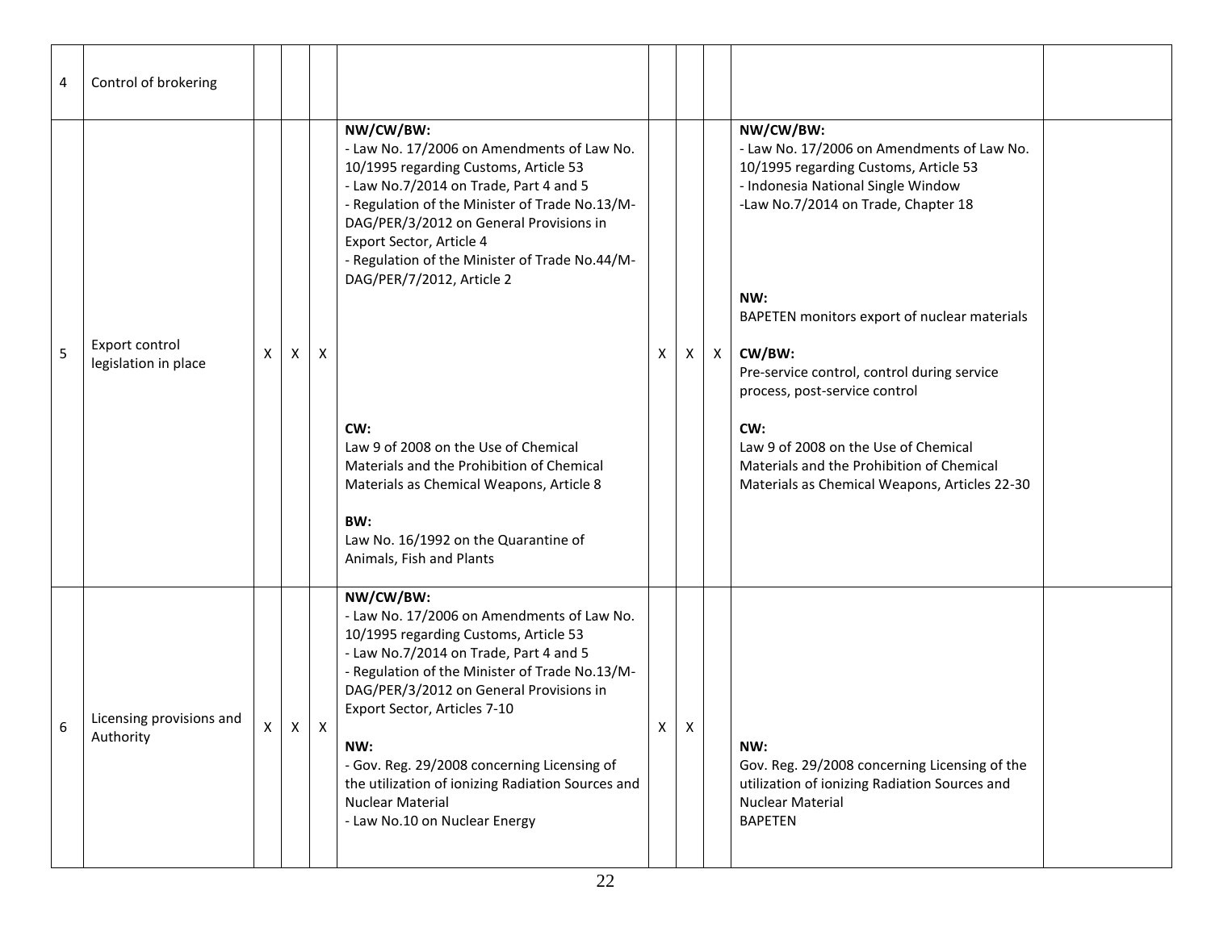| 4 | Control of brokering | | | | | | | | | |
|---|---|---|---|---|---|---|---|---|---|---|
| 5 | Export control legislation in place | X | X | X | **NW/CW/BW:**<br>- Law No. 17/2006 on Amendments of Law No. 10/1995 regarding Customs, Article 53<br>- Law No.7/2014 on Trade, Part 4 and 5<br>- Regulation of the Minister of Trade No.13/M-DAG/PER/3/2012 on General Provisions in Export Sector, Article 4<br>- Regulation of the Minister of Trade No.44/M-DAG/PER/7/2012, Article 2<br><br>**CW:**<br>Law 9 of 2008 on the Use of Chemical Materials and the Prohibition of Chemical Materials as Chemical Weapons, Article 8<br><br>**BW:**<br>Law No. 16/1992 on the Quarantine of Animals, Fish and Plants | X | X | X | **NW/CW/BW:**<br>- Law No. 17/2006 on Amendments of Law No. 10/1995 regarding Customs, Article 53<br>- Indonesia National Single Window<br>-Law No.7/2014 on Trade, Chapter 18<br><br>**NW:**<br>BAPETEN monitors export of nuclear materials<br><br>**CW/BW:**<br>Pre-service control, control during service process, post-service control<br><br>**CW:**<br>Law 9 of 2008 on the Use of Chemical Materials and the Prohibition of Chemical Materials as Chemical Weapons, Articles 22-30 | |
| 6 | Licensing provisions and Authority | X | X | X | **NW/CW/BW:**<br>- Law No. 17/2006 on Amendments of Law No. 10/1995 regarding Customs, Article 53<br>- Law No.7/2014 on Trade, Part 4 and 5<br>- Regulation of the Minister of Trade No.13/M-DAG/PER/3/2012 on General Provisions in Export Sector, Articles 7-10<br><br>**NW:**<br>- Gov. Reg. 29/2008 concerning Licensing of the utilization of ionizing Radiation Sources and Nuclear Material<br>- Law No.10 on Nuclear Energy | X | X | | **NW:**<br>Gov. Reg. 29/2008 concerning Licensing of the utilization of ionizing Radiation Sources and Nuclear Material<br>BAPETEN | |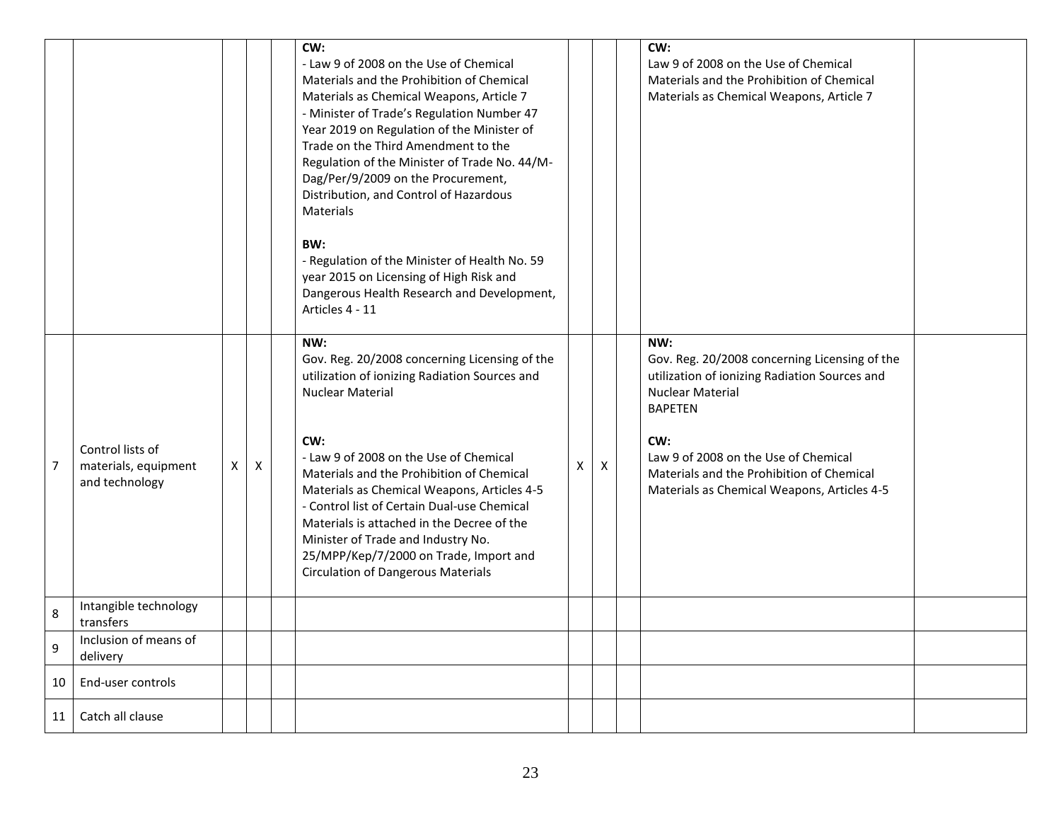| | | | | | | | | | | |
|---|---|---|---|---|---|---|---|---|---|---|
| | | | | | **CW:**<br>- Law 9 of 2008 on the Use of Chemical Materials and the Prohibition of Chemical Materials as Chemical Weapons, Article 7<br>- Minister of Trade's Regulation Number 47 Year 2019 on Regulation of the Minister of Trade on the Third Amendment to the Regulation of the Minister of Trade No. 44/M-Dag/Per/9/2009 on the Procurement, Distribution, and Control of Hazardous Materials<br><br>**BW:**<br>- Regulation of the Minister of Health No. 59 year 2015 on Licensing of High Risk and Dangerous Health Research and Development, Articles 4 - 11 | | | | **CW:**<br>Law 9 of 2008 on the Use of Chemical Materials and the Prohibition of Chemical Materials as Chemical Weapons, Article 7 | |
| 7 | Control lists of materials, equipment and technology | X | X | | **NW:**<br>Gov. Reg. 20/2008 concerning Licensing of the utilization of ionizing Radiation Sources and Nuclear Material<br><br>**CW:**<br>- Law 9 of 2008 on the Use of Chemical Materials and the Prohibition of Chemical Materials as Chemical Weapons, Articles 4-5<br>- Control list of Certain Dual-use Chemical Materials is attached in the Decree of the Minister of Trade and Industry No. 25/MPP/Kep/7/2000 on Trade, Import and Circulation of Dangerous Materials | X | X | | **NW:**<br>Gov. Reg. 20/2008 concerning Licensing of the utilization of ionizing Radiation Sources and Nuclear Material<br>BAPETEN<br><br>**CW:**<br>Law 9 of 2008 on the Use of Chemical Materials and the Prohibition of Chemical Materials as Chemical Weapons, Articles 4-5 | |
| 8 | Intangible technology transfers | | | | | | | | | |
| 9 | Inclusion of means of delivery | | | | | | | | | |
| 10 | End-user controls | | | | | | | | | |
| 11 | Catch all clause | | | | | | | | | |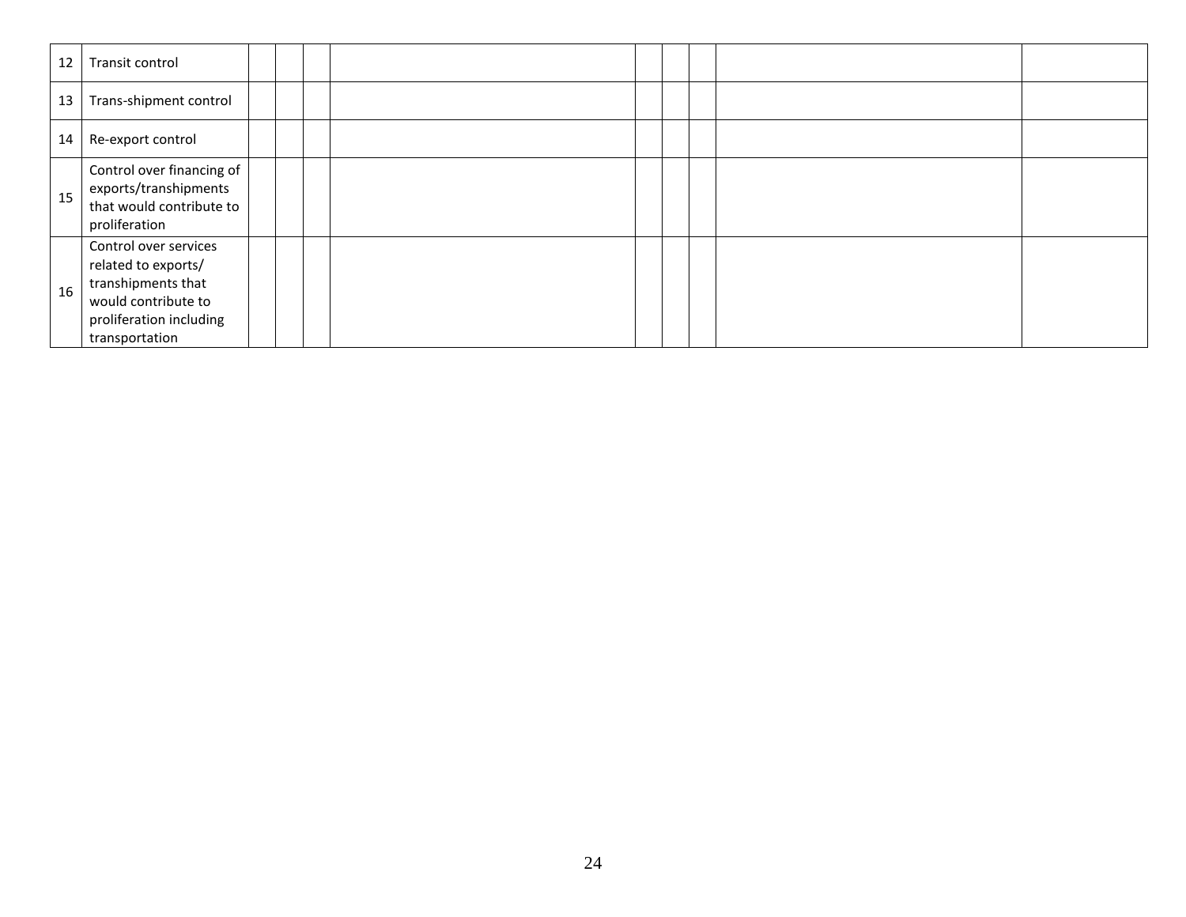| | | | | | | | | | | |
|---|---|---|---|---|---|---|---|---|---|---|
| 12 | Transit control | | | | | | | | | |
| 13 | Trans-shipment control | | | | | | | | | |
| 14 | Re-export control | | | | | | | | | |
| 15 | Control over financing of exports/transhipments that would contribute to proliferation | | | | | | | | | |
| 16 | Control over services related to exports/ transhipments that would contribute to proliferation including transportation | | | | | | | | | |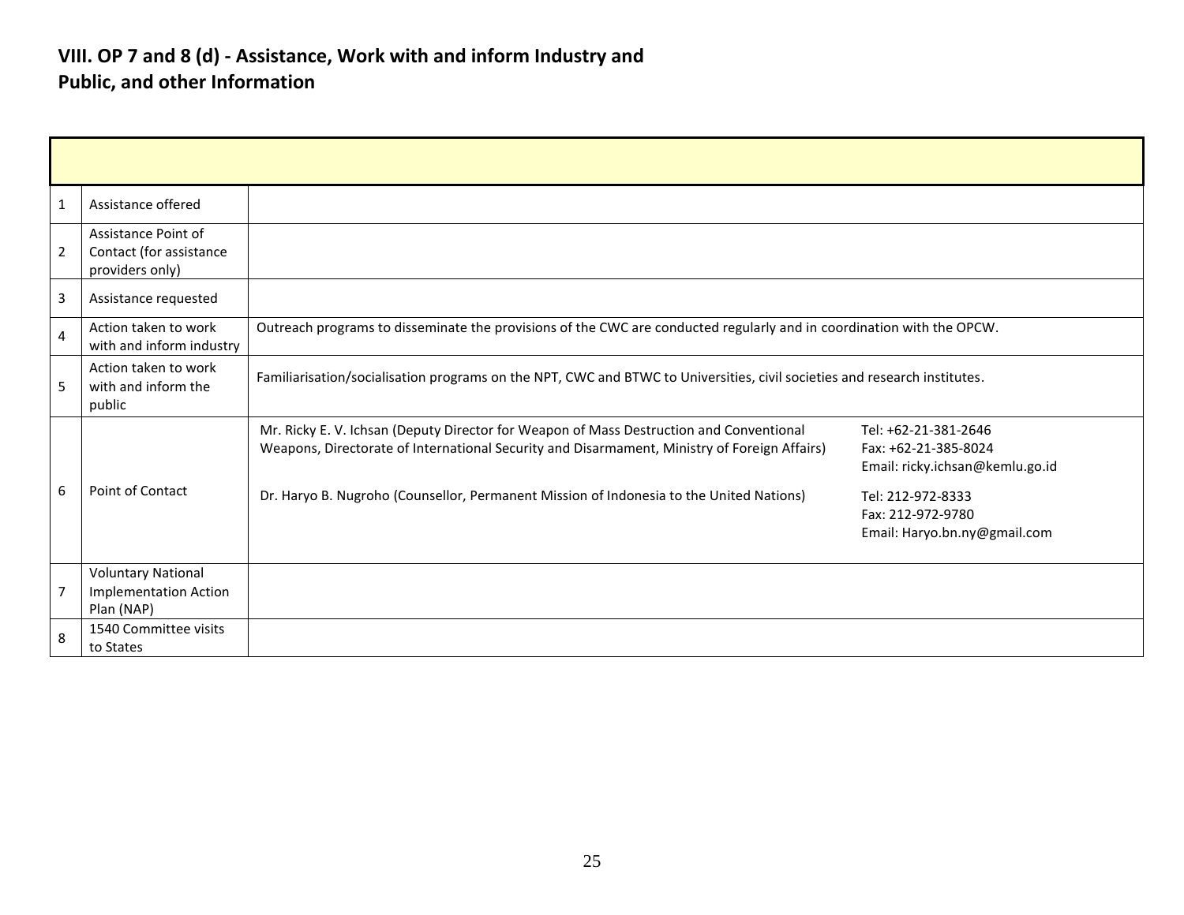### VIII. OP 7 and 8 (d) - Assistance, Work with and inform Industry and Public, and other Information

| | | | |
|---|---|---|---|
| 1 | Assistance offered | | |
| 2 | Assistance Point of Contact (for assistance providers only) | | |
| 3 | Assistance requested | | |
| 4 | Action taken to work with and inform industry | Outreach programs to disseminate the provisions of the CWC are conducted regularly and in coordination with the OPCW. | |
| 5 | Action taken to work with and inform the public | Familiarisation/socialisation programs on the NPT, CWC and BTWC to Universities, civil societies and research institutes. | |
| 6 | Point of Contact | Mr. Ricky E. V. Ichsan (Deputy Director for Weapon of Mass Destruction and Conventional Weapons, Directorate of International Security and Disarmament, Ministry of Foreign Affairs) | Tel: +62-21-381-2646<br>Fax: +62-21-385-8024<br>Email: ricky.ichsan@kemlu.go.id |
| | | Dr. Haryo B. Nugroho (Counsellor, Permanent Mission of Indonesia to the United Nations) | Tel: 212-972-8333<br>Fax: 212-972-9780<br>Email: Haryo.bn.ny@gmail.com |
| 7 | Voluntary National Implementation Action Plan (NAP) | | |
| 8 | 1540 Committee visits to States | | |